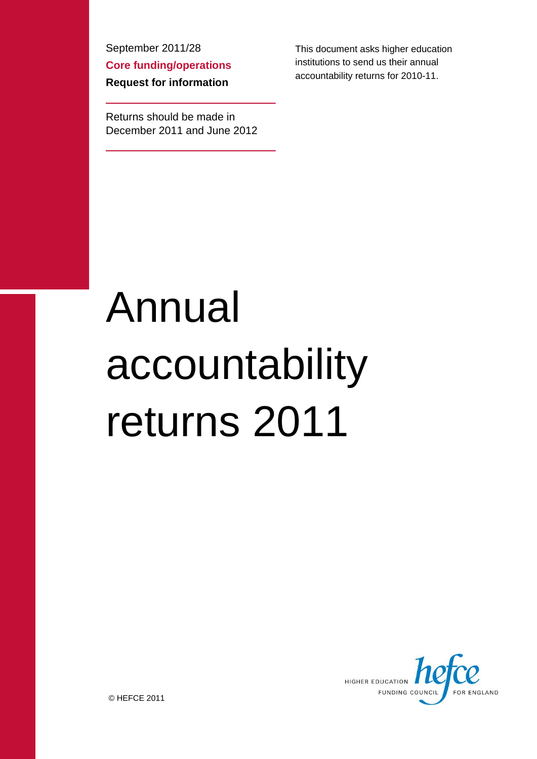September 2011/28

**Core funding/operations**

**Request for information**

Returns should be made in December 2011 and June 2012

This document asks higher education institutions to send us their annual accountability returns for 2010-11.

# Annual accountability returns 2011

HIGHER EDUCATION FUNDING COUNCIL FOR ENGLAND

© HEFCE 2011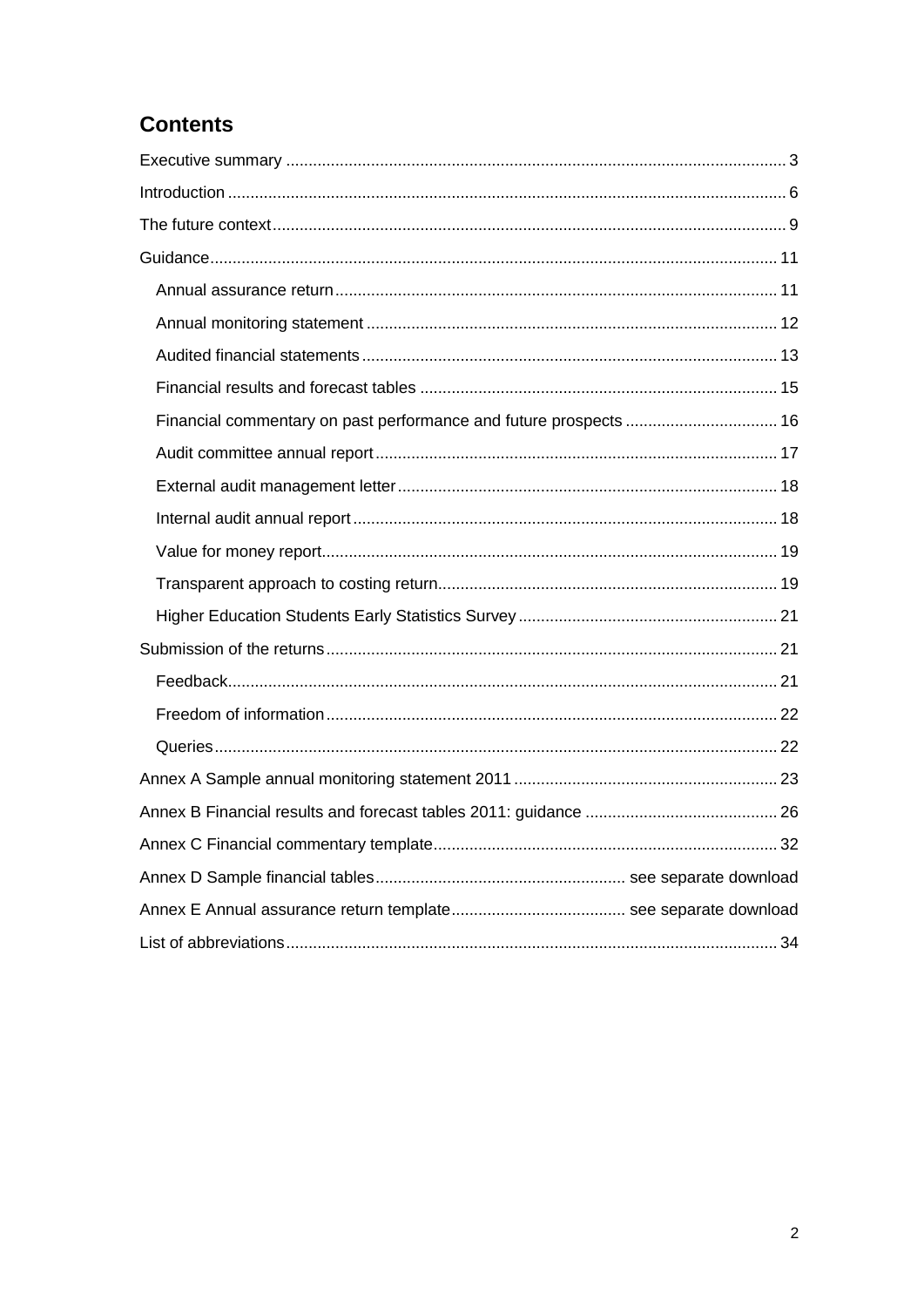## Contents

- Executive summary ... 3
- Introduction ... 6
- The future context ... 9
- Guidance ... 11
  - Annual assurance return ... 11
  - Annual monitoring statement ... 12
  - Audited financial statements ... 13
  - Financial results and forecast tables ... 15
  - Financial commentary on past performance and future prospects ... 16
  - Audit committee annual report ... 17
  - External audit management letter ... 18
  - Internal audit annual report ... 18
  - Value for money report ... 19
  - Transparent approach to costing return ... 19
  - Higher Education Students Early Statistics Survey ... 21
- Submission of the returns ... 21
  - Feedback ... 21
  - Freedom of information ... 22
  - Queries ... 22
- Annex A Sample annual monitoring statement 2011 ... 23
- Annex B Financial results and forecast tables 2011: guidance ... 26
- Annex C Financial commentary template ... 32
- Annex D Sample financial tables ... see separate download
- Annex E Annual assurance return template ... see separate download
- List of abbreviations ... 34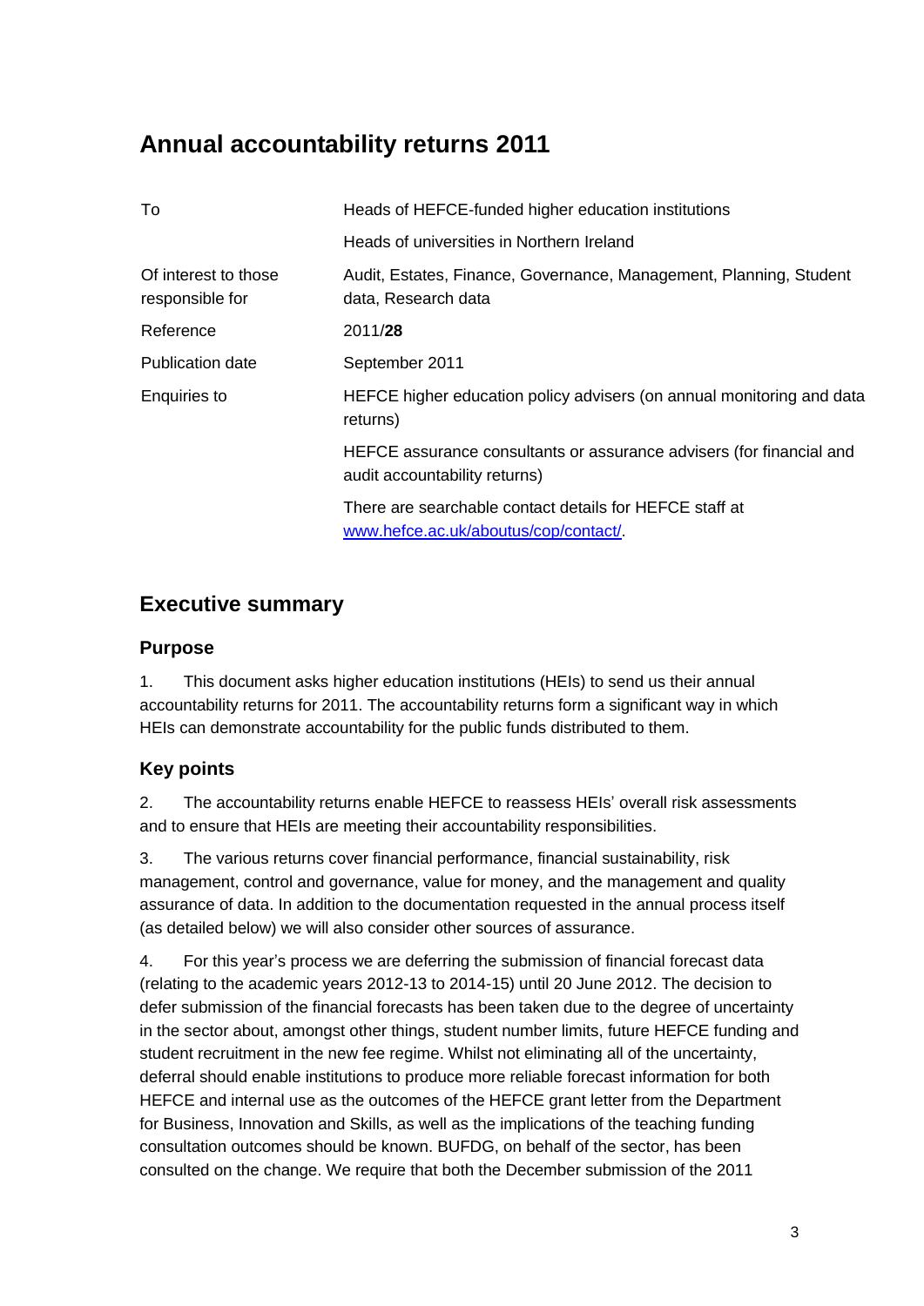# Annual accountability returns 2011

| | |
|---|---|
| To | Heads of HEFCE-funded higher education institutions<br>Heads of universities in Northern Ireland |
| Of interest to those responsible for | Audit, Estates, Finance, Governance, Management, Planning, Student data, Research data |
| Reference | 2011/**28** |
| Publication date | September 2011 |
| Enquiries to | HEFCE higher education policy advisers (on annual monitoring and data returns)<br>HEFCE assurance consultants or assurance advisers (for financial and audit accountability returns)<br>There are searchable contact details for HEFCE staff at [www.hefce.ac.uk/aboutus/cop/contact/](www.hefce.ac.uk/aboutus/cop/contact/). |

## Executive summary

### Purpose

1. This document asks higher education institutions (HEIs) to send us their annual accountability returns for 2011. The accountability returns form a significant way in which HEIs can demonstrate accountability for the public funds distributed to them.

### Key points

2. The accountability returns enable HEFCE to reassess HEIs' overall risk assessments and to ensure that HEIs are meeting their accountability responsibilities.

3. The various returns cover financial performance, financial sustainability, risk management, control and governance, value for money, and the management and quality assurance of data. In addition to the documentation requested in the annual process itself (as detailed below) we will also consider other sources of assurance.

4. For this year's process we are deferring the submission of financial forecast data (relating to the academic years 2012-13 to 2014-15) until 20 June 2012. The decision to defer submission of the financial forecasts has been taken due to the degree of uncertainty in the sector about, amongst other things, student number limits, future HEFCE funding and student recruitment in the new fee regime. Whilst not eliminating all of the uncertainty, deferral should enable institutions to produce more reliable forecast information for both HEFCE and internal use as the outcomes of the HEFCE grant letter from the Department for Business, Innovation and Skills, as well as the implications of the teaching funding consultation outcomes should be known. BUFDG, on behalf of the sector, has been consulted on the change. We require that both the December submission of the 2011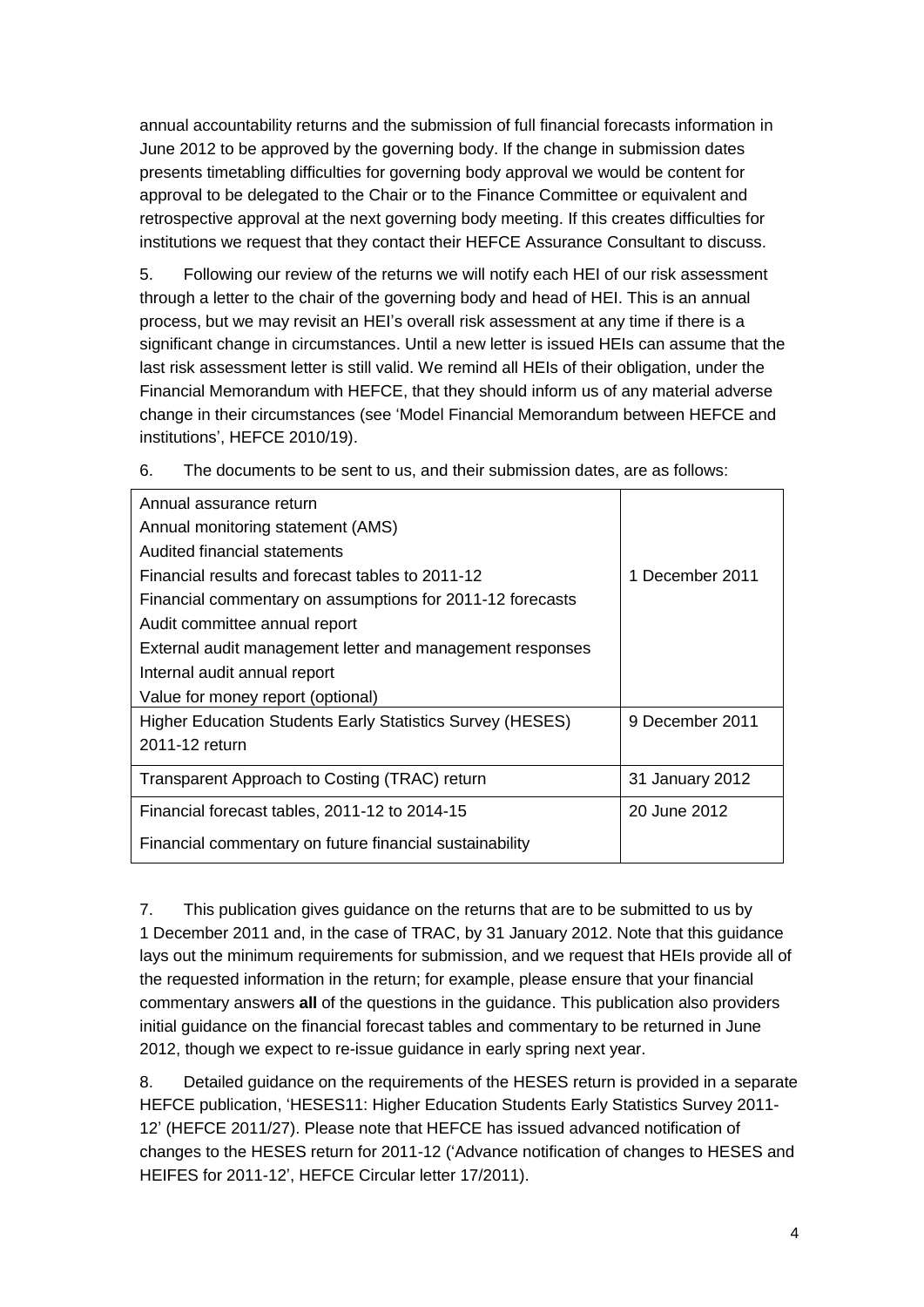annual accountability returns and the submission of full financial forecasts information in June 2012 to be approved by the governing body. If the change in submission dates presents timetabling difficulties for governing body approval we would be content for approval to be delegated to the Chair or to the Finance Committee or equivalent and retrospective approval at the next governing body meeting. If this creates difficulties for institutions we request that they contact their HEFCE Assurance Consultant to discuss.

5. Following our review of the returns we will notify each HEI of our risk assessment through a letter to the chair of the governing body and head of HEI. This is an annual process, but we may revisit an HEI's overall risk assessment at any time if there is a significant change in circumstances. Until a new letter is issued HEIs can assume that the last risk assessment letter is still valid. We remind all HEIs of their obligation, under the Financial Memorandum with HEFCE, that they should inform us of any material adverse change in their circumstances (see 'Model Financial Memorandum between HEFCE and institutions', HEFCE 2010/19).

6. The documents to be sent to us, and their submission dates, are as follows:

| Document | Submission date |
|---|---|
| Annual assurance return<br>Annual monitoring statement (AMS)<br>Audited financial statements<br>Financial results and forecast tables to 2011-12<br>Financial commentary on assumptions for 2011-12 forecasts<br>Audit committee annual report<br>External audit management letter and management responses<br>Internal audit annual report<br>Value for money report (optional) | 1 December 2011 |
| Higher Education Students Early Statistics Survey (HESES) 2011-12 return | 9 December 2011 |
| Transparent Approach to Costing (TRAC) return | 31 January 2012 |
| Financial forecast tables, 2011-12 to 2014-15<br>Financial commentary on future financial sustainability | 20 June 2012 |

7. This publication gives guidance on the returns that are to be submitted to us by 1 December 2011 and, in the case of TRAC, by 31 January 2012. Note that this guidance lays out the minimum requirements for submission, and we request that HEIs provide all of the requested information in the return; for example, please ensure that your financial commentary answers **all** of the questions in the guidance. This publication also providers initial guidance on the financial forecast tables and commentary to be returned in June 2012, though we expect to re-issue guidance in early spring next year.

8. Detailed guidance on the requirements of the HESES return is provided in a separate HEFCE publication, 'HESES11: Higher Education Students Early Statistics Survey 2011-12' (HEFCE 2011/27). Please note that HEFCE has issued advanced notification of changes to the HESES return for 2011-12 ('Advance notification of changes to HESES and HEIFES for 2011-12', HEFCE Circular letter 17/2011).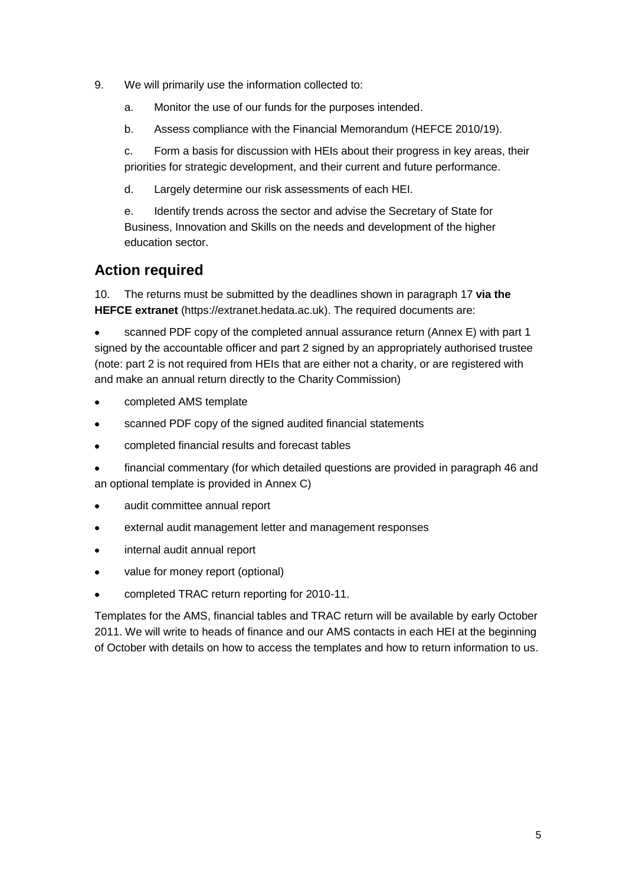9. We will primarily use the information collected to:

   a. Monitor the use of our funds for the purposes intended.

   b. Assess compliance with the Financial Memorandum (HEFCE 2010/19).

   c. Form a basis for discussion with HEIs about their progress in key areas, their priorities for strategic development, and their current and future performance.

   d. Largely determine our risk assessments of each HEI.

   e. Identify trends across the sector and advise the Secretary of State for Business, Innovation and Skills on the needs and development of the higher education sector.

## Action required

10. The returns must be submitted by the deadlines shown in paragraph 17 **via the HEFCE extranet** (https://extranet.hedata.ac.uk). The required documents are:

- scanned PDF copy of the completed annual assurance return (Annex E) with part 1 signed by the accountable officer and part 2 signed by an appropriately authorised trustee (note: part 2 is not required from HEIs that are either not a charity, or are registered with and make an annual return directly to the Charity Commission)
- completed AMS template
- scanned PDF copy of the signed audited financial statements
- completed financial results and forecast tables
- financial commentary (for which detailed questions are provided in paragraph 46 and an optional template is provided in Annex C)
- audit committee annual report
- external audit management letter and management responses
- internal audit annual report
- value for money report (optional)
- completed TRAC return reporting for 2010-11.

Templates for the AMS, financial tables and TRAC return will be available by early October 2011. We will write to heads of finance and our AMS contacts in each HEI at the beginning of October with details on how to access the templates and how to return information to us.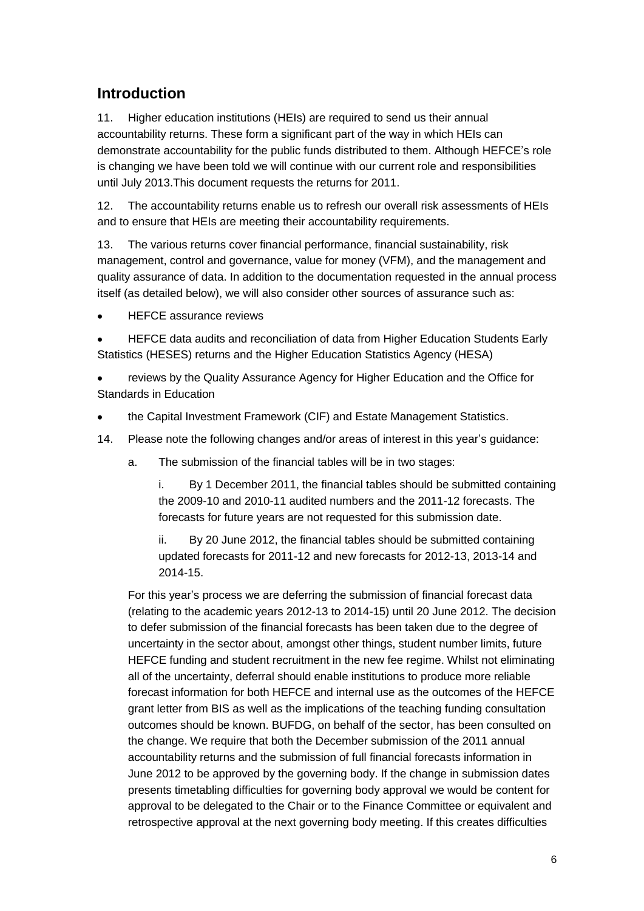## Introduction

11. Higher education institutions (HEIs) are required to send us their annual accountability returns. These form a significant part of the way in which HEIs can demonstrate accountability for the public funds distributed to them. Although HEFCE's role is changing we have been told we will continue with our current role and responsibilities until July 2013.This document requests the returns for 2011.

12. The accountability returns enable us to refresh our overall risk assessments of HEIs and to ensure that HEIs are meeting their accountability requirements.

13. The various returns cover financial performance, financial sustainability, risk management, control and governance, value for money (VFM), and the management and quality assurance of data. In addition to the documentation requested in the annual process itself (as detailed below), we will also consider other sources of assurance such as:

- HEFCE assurance reviews
- HEFCE data audits and reconciliation of data from Higher Education Students Early Statistics (HESES) returns and the Higher Education Statistics Agency (HESA)
- reviews by the Quality Assurance Agency for Higher Education and the Office for Standards in Education
- the Capital Investment Framework (CIF) and Estate Management Statistics.

14. Please note the following changes and/or areas of interest in this year's guidance:

   a. The submission of the financial tables will be in two stages:

      i. By 1 December 2011, the financial tables should be submitted containing the 2009-10 and 2010-11 audited numbers and the 2011-12 forecasts. The forecasts for future years are not requested for this submission date.

      ii. By 20 June 2012, the financial tables should be submitted containing updated forecasts for 2011-12 and new forecasts for 2012-13, 2013-14 and 2014-15.

   For this year's process we are deferring the submission of financial forecast data (relating to the academic years 2012-13 to 2014-15) until 20 June 2012. The decision to defer submission of the financial forecasts has been taken due to the degree of uncertainty in the sector about, amongst other things, student number limits, future HEFCE funding and student recruitment in the new fee regime. Whilst not eliminating all of the uncertainty, deferral should enable institutions to produce more reliable forecast information for both HEFCE and internal use as the outcomes of the HEFCE grant letter from BIS as well as the implications of the teaching funding consultation outcomes should be known. BUFDG, on behalf of the sector, has been consulted on the change. We require that both the December submission of the 2011 annual accountability returns and the submission of full financial forecasts information in June 2012 to be approved by the governing body. If the change in submission dates presents timetabling difficulties for governing body approval we would be content for approval to be delegated to the Chair or to the Finance Committee or equivalent and retrospective approval at the next governing body meeting. If this creates difficulties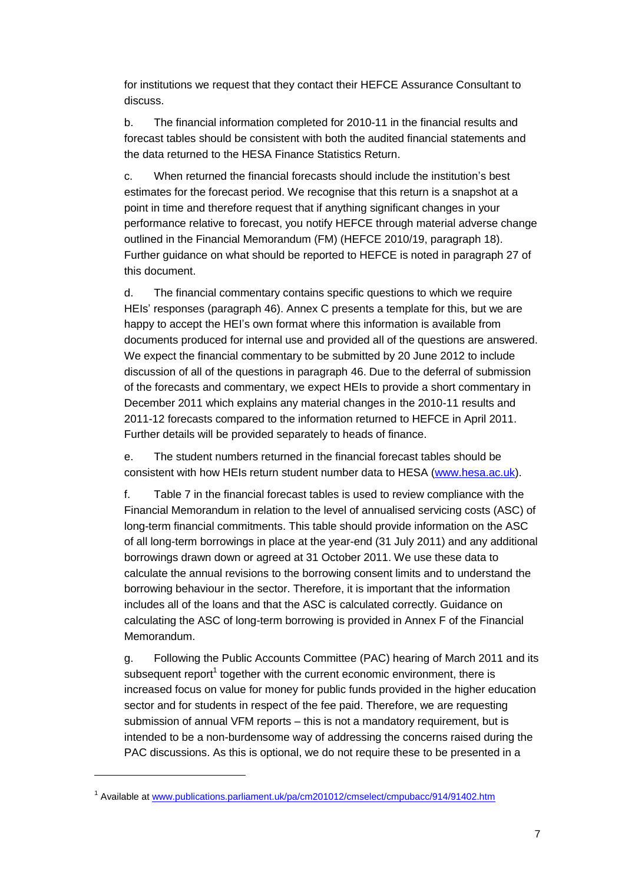for institutions we request that they contact their HEFCE Assurance Consultant to discuss.

b. The financial information completed for 2010-11 in the financial results and forecast tables should be consistent with both the audited financial statements and the data returned to the HESA Finance Statistics Return.

c. When returned the financial forecasts should include the institution's best estimates for the forecast period. We recognise that this return is a snapshot at a point in time and therefore request that if anything significant changes in your performance relative to forecast, you notify HEFCE through material adverse change outlined in the Financial Memorandum (FM) (HEFCE 2010/19, paragraph 18). Further guidance on what should be reported to HEFCE is noted in paragraph 27 of this document.

d. The financial commentary contains specific questions to which we require HEIs' responses (paragraph 46). Annex C presents a template for this, but we are happy to accept the HEI's own format where this information is available from documents produced for internal use and provided all of the questions are answered. We expect the financial commentary to be submitted by 20 June 2012 to include discussion of all of the questions in paragraph 46. Due to the deferral of submission of the forecasts and commentary, we expect HEIs to provide a short commentary in December 2011 which explains any material changes in the 2010-11 results and 2011-12 forecasts compared to the information returned to HEFCE in April 2011. Further details will be provided separately to heads of finance.

e. The student numbers returned in the financial forecast tables should be consistent with how HEIs return student number data to HESA (www.hesa.ac.uk).

f. Table 7 in the financial forecast tables is used to review compliance with the Financial Memorandum in relation to the level of annualised servicing costs (ASC) of long-term financial commitments. This table should provide information on the ASC of all long-term borrowings in place at the year-end (31 July 2011) and any additional borrowings drawn down or agreed at 31 October 2011. We use these data to calculate the annual revisions to the borrowing consent limits and to understand the borrowing behaviour in the sector. Therefore, it is important that the information includes all of the loans and that the ASC is calculated correctly. Guidance on calculating the ASC of long-term borrowing is provided in Annex F of the Financial Memorandum.

g. Following the Public Accounts Committee (PAC) hearing of March 2011 and its subsequent report[1] together with the current economic environment, there is increased focus on value for money for public funds provided in the higher education sector and for students in respect of the fee paid. Therefore, we are requesting submission of annual VFM reports – this is not a mandatory requirement, but is intended to be a non-burdensome way of addressing the concerns raised during the PAC discussions. As this is optional, we do not require these to be presented in a

---

[1] Available at www.publications.parliament.uk/pa/cm201012/cmselect/cmpubacc/914/91402.htm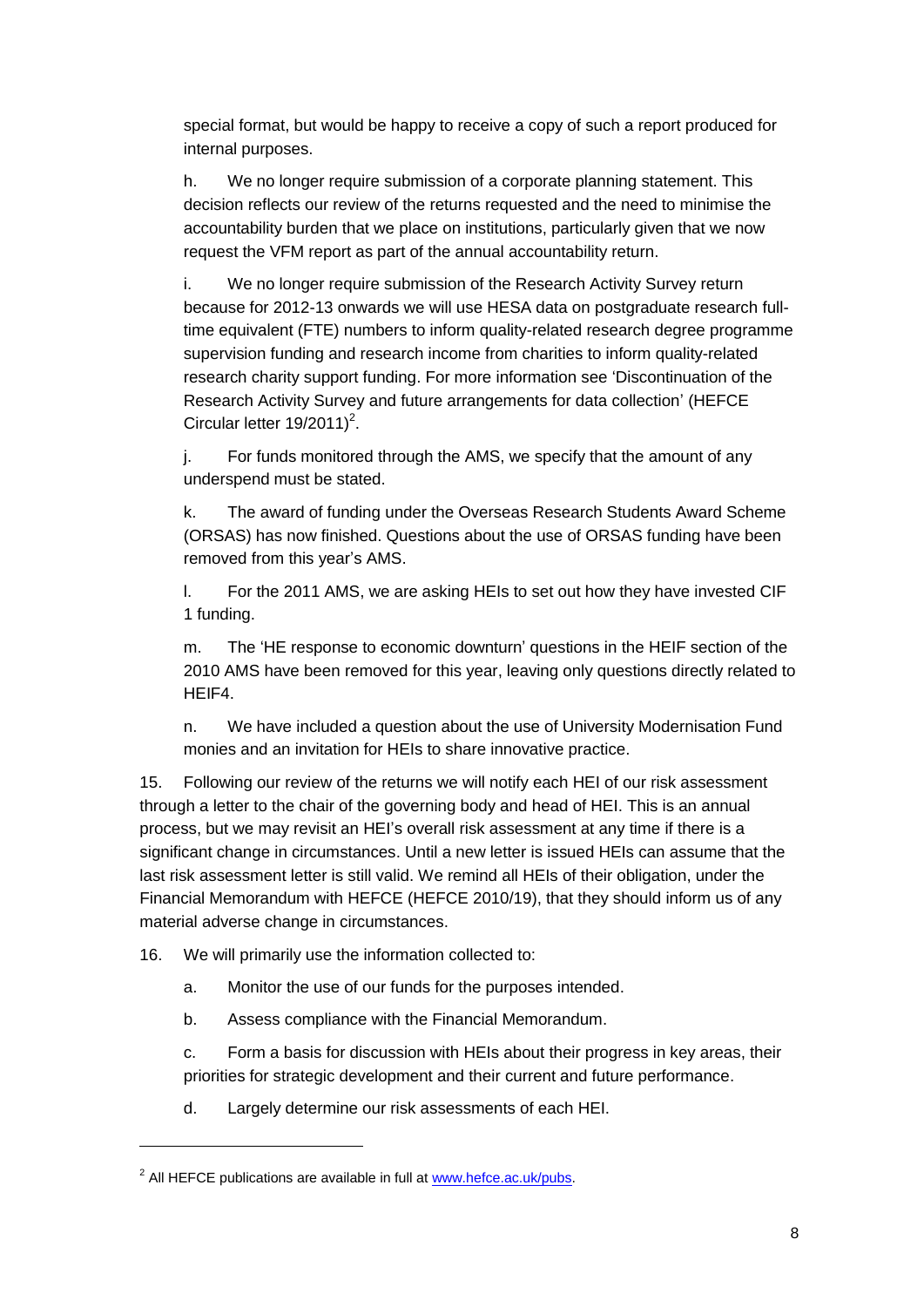special format, but would be happy to receive a copy of such a report produced for internal purposes.

h. We no longer require submission of a corporate planning statement. This decision reflects our review of the returns requested and the need to minimise the accountability burden that we place on institutions, particularly given that we now request the VFM report as part of the annual accountability return.

i. We no longer require submission of the Research Activity Survey return because for 2012-13 onwards we will use HESA data on postgraduate research full-time equivalent (FTE) numbers to inform quality-related research degree programme supervision funding and research income from charities to inform quality-related research charity support funding. For more information see 'Discontinuation of the Research Activity Survey and future arrangements for data collection' (HEFCE Circular letter 19/2011)[2].

j. For funds monitored through the AMS, we specify that the amount of any underspend must be stated.

k. The award of funding under the Overseas Research Students Award Scheme (ORSAS) has now finished. Questions about the use of ORSAS funding have been removed from this year's AMS.

l. For the 2011 AMS, we are asking HEIs to set out how they have invested CIF 1 funding.

m. The 'HE response to economic downturn' questions in the HEIF section of the 2010 AMS have been removed for this year, leaving only questions directly related to HEIF4.

n. We have included a question about the use of University Modernisation Fund monies and an invitation for HEIs to share innovative practice.

15. Following our review of the returns we will notify each HEI of our risk assessment through a letter to the chair of the governing body and head of HEI. This is an annual process, but we may revisit an HEI's overall risk assessment at any time if there is a significant change in circumstances. Until a new letter is issued HEIs can assume that the last risk assessment letter is still valid. We remind all HEIs of their obligation, under the Financial Memorandum with HEFCE (HEFCE 2010/19), that they should inform us of any material adverse change in circumstances.

16. We will primarily use the information collected to:

a. Monitor the use of our funds for the purposes intended.

b. Assess compliance with the Financial Memorandum.

c. Form a basis for discussion with HEIs about their progress in key areas, their priorities for strategic development and their current and future performance.

d. Largely determine our risk assessments of each HEI.

---

[2] All HEFCE publications are available in full at www.hefce.ac.uk/pubs.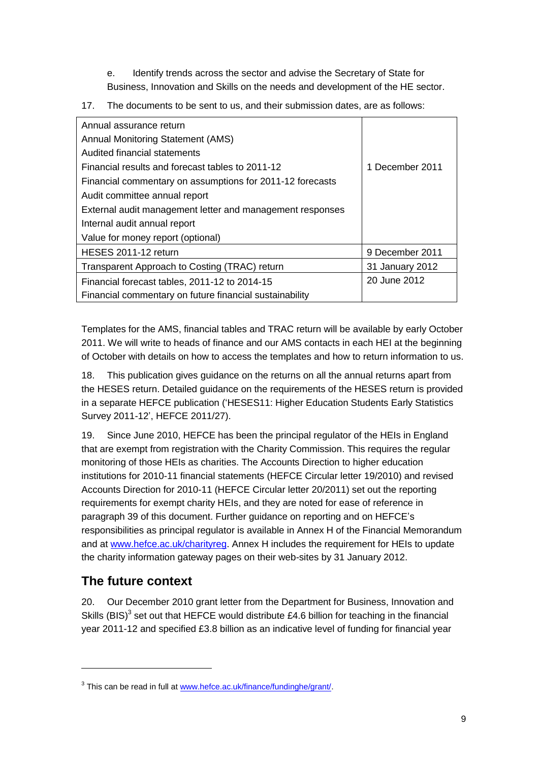e. Identify trends across the sector and advise the Secretary of State for Business, Innovation and Skills on the needs and development of the HE sector.

17. The documents to be sent to us, and their submission dates, are as follows:

| Document | Submission date |
|---|---|
| Annual assurance return<br>Annual Monitoring Statement (AMS)<br>Audited financial statements<br>Financial results and forecast tables to 2011-12<br>Financial commentary on assumptions for 2011-12 forecasts<br>Audit committee annual report<br>External audit management letter and management responses<br>Internal audit annual report<br>Value for money report (optional) | 1 December 2011 |
| HESES 2011-12 return | 9 December 2011 |
| Transparent Approach to Costing (TRAC) return | 31 January 2012 |
| Financial forecast tables, 2011-12 to 2014-15<br>Financial commentary on future financial sustainability | 20 June 2012 |

Templates for the AMS, financial tables and TRAC return will be available by early October 2011. We will write to heads of finance and our AMS contacts in each HEI at the beginning of October with details on how to access the templates and how to return information to us.

18. This publication gives guidance on the returns on all the annual returns apart from the HESES return. Detailed guidance on the requirements of the HESES return is provided in a separate HEFCE publication ('HESES11: Higher Education Students Early Statistics Survey 2011-12', HEFCE 2011/27).

19. Since June 2010, HEFCE has been the principal regulator of the HEIs in England that are exempt from registration with the Charity Commission. This requires the regular monitoring of those HEIs as charities. The Accounts Direction to higher education institutions for 2010-11 financial statements (HEFCE Circular letter 19/2010) and revised Accounts Direction for 2010-11 (HEFCE Circular letter 20/2011) set out the reporting requirements for exempt charity HEIs, and they are noted for ease of reference in paragraph 39 of this document. Further guidance on reporting and on HEFCE's responsibilities as principal regulator is available in Annex H of the Financial Memorandum and at www.hefce.ac.uk/charityreg. Annex H includes the requirement for HEIs to update the charity information gateway pages on their web-sites by 31 January 2012.

## The future context

20. Our December 2010 grant letter from the Department for Business, Innovation and Skills (BIS)[3] set out that HEFCE would distribute £4.6 billion for teaching in the financial year 2011-12 and specified £3.8 billion as an indicative level of funding for financial year

---

[3] This can be read in full at www.hefce.ac.uk/finance/fundinghe/grant/.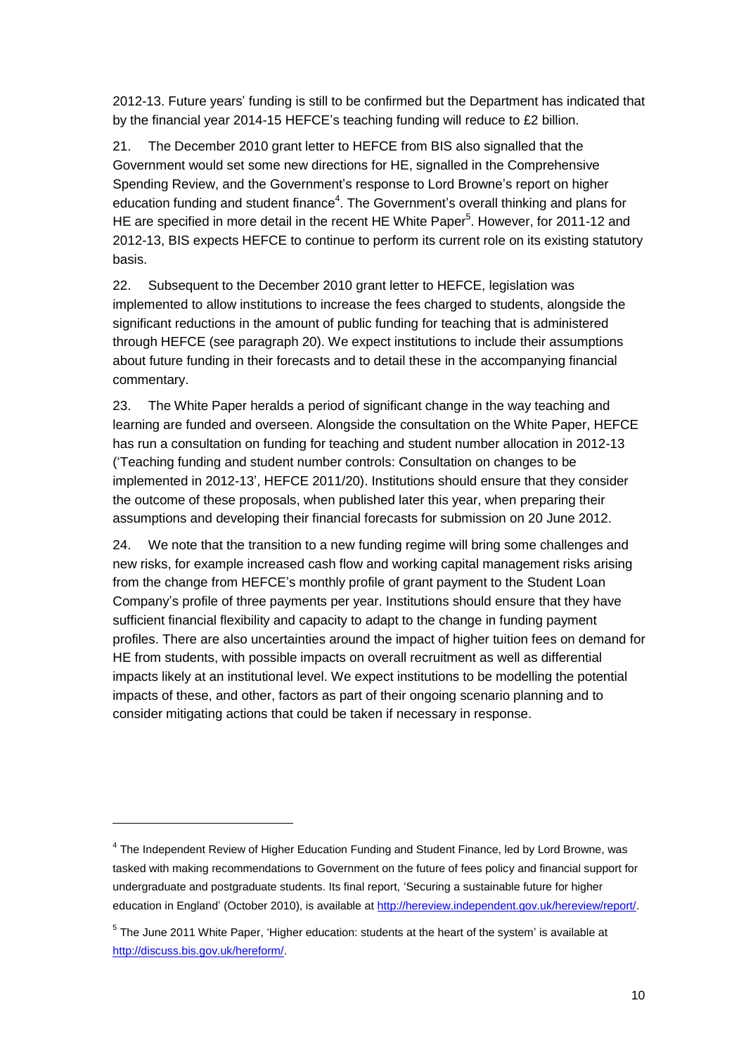2012-13. Future years' funding is still to be confirmed but the Department has indicated that by the financial year 2014-15 HEFCE's teaching funding will reduce to £2 billion.

21. The December 2010 grant letter to HEFCE from BIS also signalled that the Government would set some new directions for HE, signalled in the Comprehensive Spending Review, and the Government's response to Lord Browne's report on higher education funding and student finance[4]. The Government's overall thinking and plans for HE are specified in more detail in the recent HE White Paper[5]. However, for 2011-12 and 2012-13, BIS expects HEFCE to continue to perform its current role on its existing statutory basis.

22. Subsequent to the December 2010 grant letter to HEFCE, legislation was implemented to allow institutions to increase the fees charged to students, alongside the significant reductions in the amount of public funding for teaching that is administered through HEFCE (see paragraph 20). We expect institutions to include their assumptions about future funding in their forecasts and to detail these in the accompanying financial commentary.

23. The White Paper heralds a period of significant change in the way teaching and learning are funded and overseen. Alongside the consultation on the White Paper, HEFCE has run a consultation on funding for teaching and student number allocation in 2012-13 ('Teaching funding and student number controls: Consultation on changes to be implemented in 2012-13', HEFCE 2011/20). Institutions should ensure that they consider the outcome of these proposals, when published later this year, when preparing their assumptions and developing their financial forecasts for submission on 20 June 2012.

24. We note that the transition to a new funding regime will bring some challenges and new risks, for example increased cash flow and working capital management risks arising from the change from HEFCE's monthly profile of grant payment to the Student Loan Company's profile of three payments per year. Institutions should ensure that they have sufficient financial flexibility and capacity to adapt to the change in funding payment profiles. There are also uncertainties around the impact of higher tuition fees on demand for HE from students, with possible impacts on overall recruitment as well as differential impacts likely at an institutional level. We expect institutions to be modelling the potential impacts of these, and other, factors as part of their ongoing scenario planning and to consider mitigating actions that could be taken if necessary in response.

---

[4] The Independent Review of Higher Education Funding and Student Finance, led by Lord Browne, was tasked with making recommendations to Government on the future of fees policy and financial support for undergraduate and postgraduate students. Its final report, 'Securing a sustainable future for higher education in England' (October 2010), is available at http://hereview.independent.gov.uk/hereview/report/.

[5] The June 2011 White Paper, 'Higher education: students at the heart of the system' is available at http://discuss.bis.gov.uk/hereform/.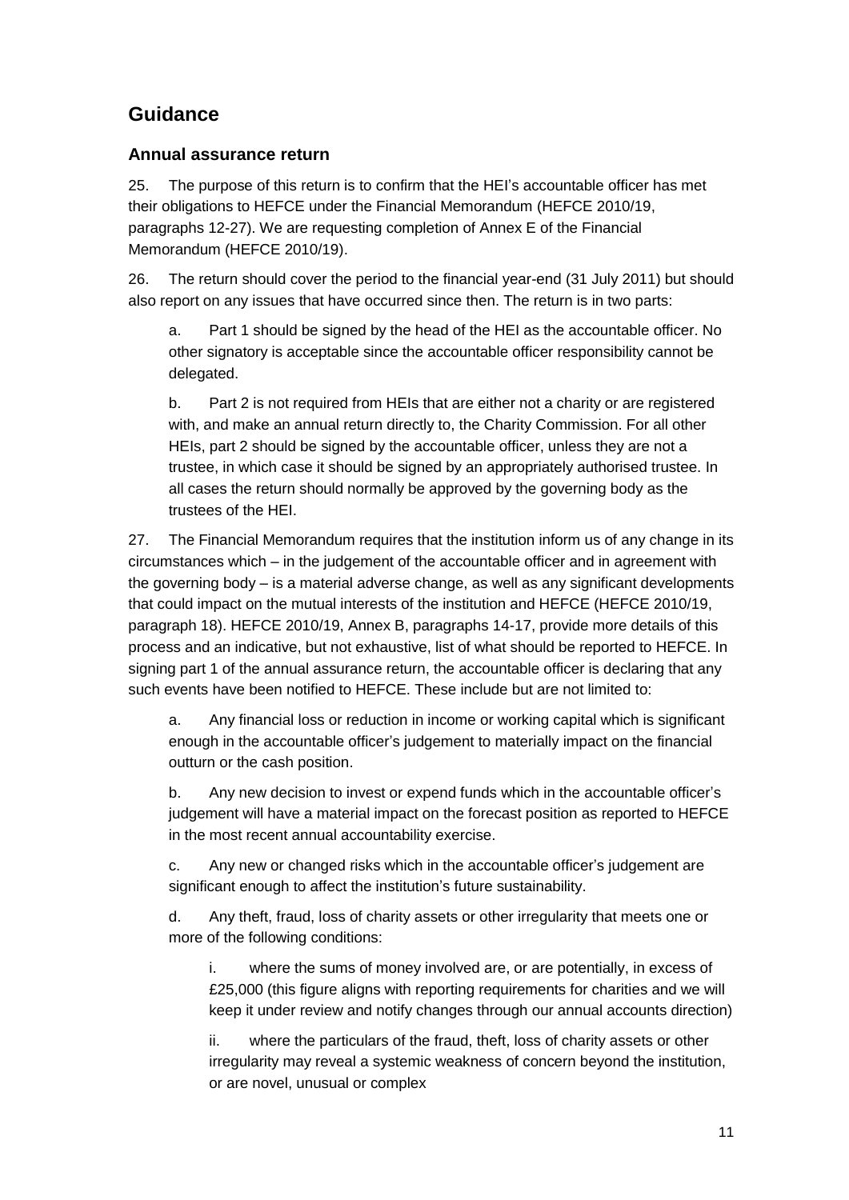## Guidance

### Annual assurance return

25. The purpose of this return is to confirm that the HEI's accountable officer has met their obligations to HEFCE under the Financial Memorandum (HEFCE 2010/19, paragraphs 12-27). We are requesting completion of Annex E of the Financial Memorandum (HEFCE 2010/19).

26. The return should cover the period to the financial year-end (31 July 2011) but should also report on any issues that have occurred since then. The return is in two parts:

   a. Part 1 should be signed by the head of the HEI as the accountable officer. No other signatory is acceptable since the accountable officer responsibility cannot be delegated.

   b. Part 2 is not required from HEIs that are either not a charity or are registered with, and make an annual return directly to, the Charity Commission. For all other HEIs, part 2 should be signed by the accountable officer, unless they are not a trustee, in which case it should be signed by an appropriately authorised trustee. In all cases the return should normally be approved by the governing body as the trustees of the HEI.

27. The Financial Memorandum requires that the institution inform us of any change in its circumstances which – in the judgement of the accountable officer and in agreement with the governing body – is a material adverse change, as well as any significant developments that could impact on the mutual interests of the institution and HEFCE (HEFCE 2010/19, paragraph 18). HEFCE 2010/19, Annex B, paragraphs 14-17, provide more details of this process and an indicative, but not exhaustive, list of what should be reported to HEFCE. In signing part 1 of the annual assurance return, the accountable officer is declaring that any such events have been notified to HEFCE. These include but are not limited to:

   a. Any financial loss or reduction in income or working capital which is significant enough in the accountable officer's judgement to materially impact on the financial outturn or the cash position.

   b. Any new decision to invest or expend funds which in the accountable officer's judgement will have a material impact on the forecast position as reported to HEFCE in the most recent annual accountability exercise.

   c. Any new or changed risks which in the accountable officer's judgement are significant enough to affect the institution's future sustainability.

   d. Any theft, fraud, loss of charity assets or other irregularity that meets one or more of the following conditions:

      i. where the sums of money involved are, or are potentially, in excess of £25,000 (this figure aligns with reporting requirements for charities and we will keep it under review and notify changes through our annual accounts direction)

      ii. where the particulars of the fraud, theft, loss of charity assets or other irregularity may reveal a systemic weakness of concern beyond the institution, or are novel, unusual or complex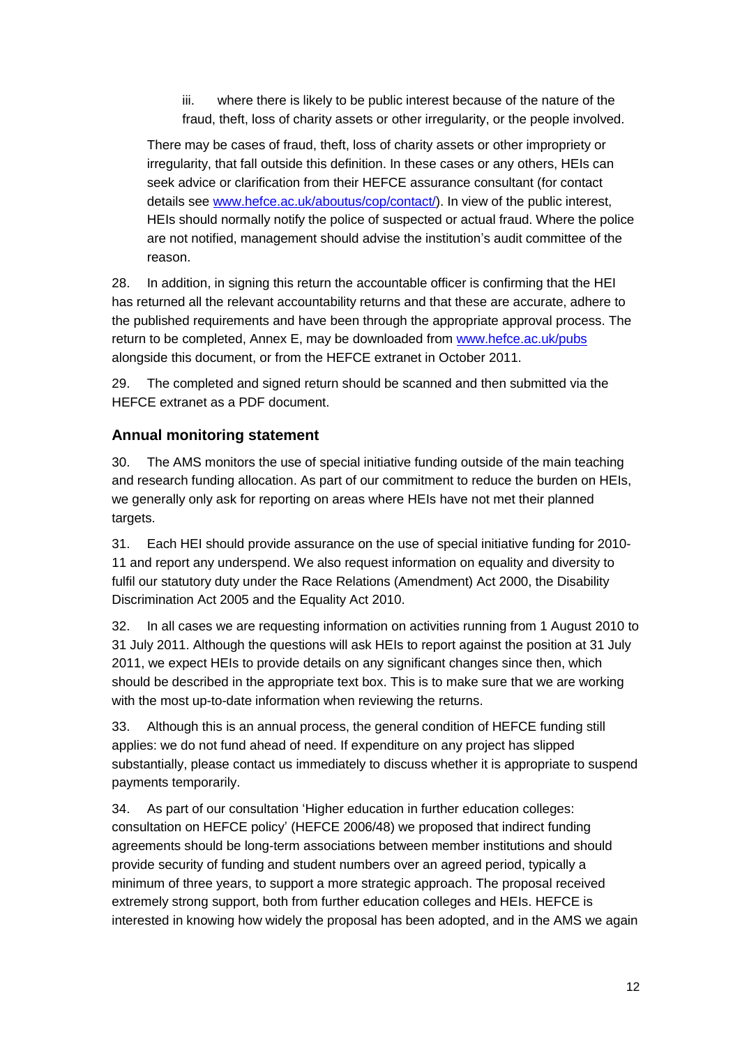iii. where there is likely to be public interest because of the nature of the fraud, theft, loss of charity assets or other irregularity, or the people involved.

There may be cases of fraud, theft, loss of charity assets or other impropriety or irregularity, that fall outside this definition. In these cases or any others, HEIs can seek advice or clarification from their HEFCE assurance consultant (for contact details see [www.hefce.ac.uk/aboutus/cop/contact/](www.hefce.ac.uk/aboutus/cop/contact/)). In view of the public interest, HEIs should normally notify the police of suspected or actual fraud. Where the police are not notified, management should advise the institution's audit committee of the reason.

28. In addition, in signing this return the accountable officer is confirming that the HEI has returned all the relevant accountability returns and that these are accurate, adhere to the published requirements and have been through the appropriate approval process. The return to be completed, Annex E, may be downloaded from [www.hefce.ac.uk/pubs](www.hefce.ac.uk/pubs) alongside this document, or from the HEFCE extranet in October 2011.

29. The completed and signed return should be scanned and then submitted via the HEFCE extranet as a PDF document.

### Annual monitoring statement

30. The AMS monitors the use of special initiative funding outside of the main teaching and research funding allocation. As part of our commitment to reduce the burden on HEIs, we generally only ask for reporting on areas where HEIs have not met their planned targets.

31. Each HEI should provide assurance on the use of special initiative funding for 2010-11 and report any underspend. We also request information on equality and diversity to fulfil our statutory duty under the Race Relations (Amendment) Act 2000, the Disability Discrimination Act 2005 and the Equality Act 2010.

32. In all cases we are requesting information on activities running from 1 August 2010 to 31 July 2011. Although the questions will ask HEIs to report against the position at 31 July 2011, we expect HEIs to provide details on any significant changes since then, which should be described in the appropriate text box. This is to make sure that we are working with the most up-to-date information when reviewing the returns.

33. Although this is an annual process, the general condition of HEFCE funding still applies: we do not fund ahead of need. If expenditure on any project has slipped substantially, please contact us immediately to discuss whether it is appropriate to suspend payments temporarily.

34. As part of our consultation 'Higher education in further education colleges: consultation on HEFCE policy' (HEFCE 2006/48) we proposed that indirect funding agreements should be long-term associations between member institutions and should provide security of funding and student numbers over an agreed period, typically a minimum of three years, to support a more strategic approach. The proposal received extremely strong support, both from further education colleges and HEIs. HEFCE is interested in knowing how widely the proposal has been adopted, and in the AMS we again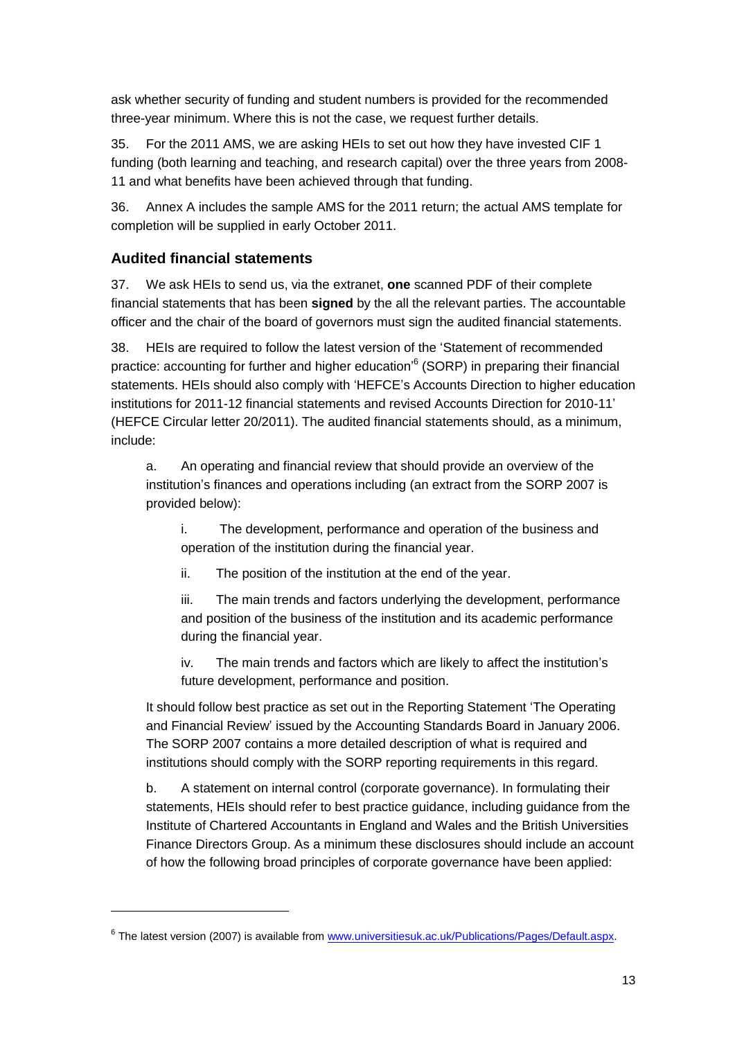ask whether security of funding and student numbers is provided for the recommended three-year minimum. Where this is not the case, we request further details.

35. For the 2011 AMS, we are asking HEIs to set out how they have invested CIF 1 funding (both learning and teaching, and research capital) over the three years from 2008-11 and what benefits have been achieved through that funding.

36. Annex A includes the sample AMS for the 2011 return; the actual AMS template for completion will be supplied in early October 2011.

### Audited financial statements

37. We ask HEIs to send us, via the extranet, **one** scanned PDF of their complete financial statements that has been **signed** by the all the relevant parties. The accountable officer and the chair of the board of governors must sign the audited financial statements.

38. HEIs are required to follow the latest version of the 'Statement of recommended practice: accounting for further and higher education'[6] (SORP) in preparing their financial statements. HEIs should also comply with 'HEFCE's Accounts Direction to higher education institutions for 2011-12 financial statements and revised Accounts Direction for 2010-11' (HEFCE Circular letter 20/2011). The audited financial statements should, as a minimum, include:

a. An operating and financial review that should provide an overview of the institution's finances and operations including (an extract from the SORP 2007 is provided below):

i. The development, performance and operation of the business and operation of the institution during the financial year.

ii. The position of the institution at the end of the year.

iii. The main trends and factors underlying the development, performance and position of the business of the institution and its academic performance during the financial year.

iv. The main trends and factors which are likely to affect the institution's future development, performance and position.

It should follow best practice as set out in the Reporting Statement 'The Operating and Financial Review' issued by the Accounting Standards Board in January 2006. The SORP 2007 contains a more detailed description of what is required and institutions should comply with the SORP reporting requirements in this regard.

b. A statement on internal control (corporate governance). In formulating their statements, HEIs should refer to best practice guidance, including guidance from the Institute of Chartered Accountants in England and Wales and the British Universities Finance Directors Group. As a minimum these disclosures should include an account of how the following broad principles of corporate governance have been applied:

---

[6] The latest version (2007) is available from www.universitiesuk.ac.uk/Publications/Pages/Default.aspx.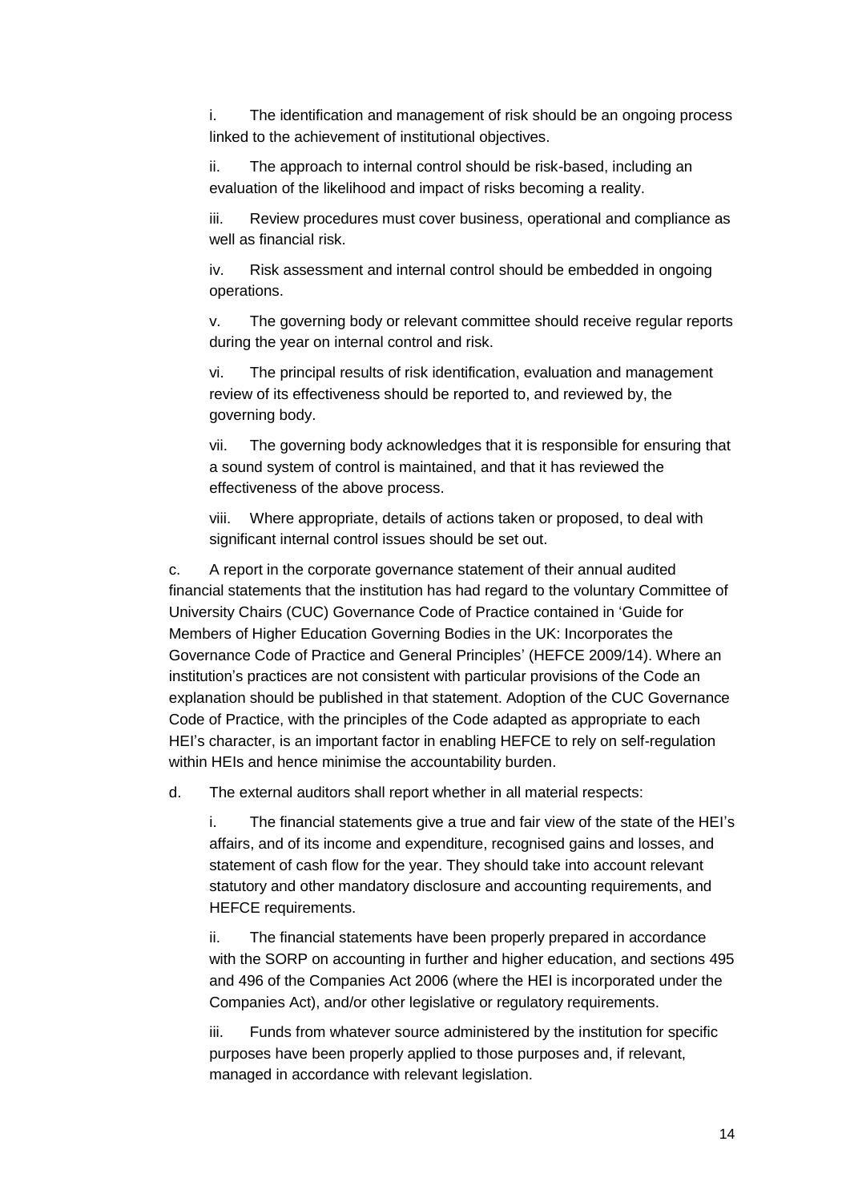i. The identification and management of risk should be an ongoing process linked to the achievement of institutional objectives.

ii. The approach to internal control should be risk-based, including an evaluation of the likelihood and impact of risks becoming a reality.

iii. Review procedures must cover business, operational and compliance as well as financial risk.

iv. Risk assessment and internal control should be embedded in ongoing operations.

v. The governing body or relevant committee should receive regular reports during the year on internal control and risk.

vi. The principal results of risk identification, evaluation and management review of its effectiveness should be reported to, and reviewed by, the governing body.

vii. The governing body acknowledges that it is responsible for ensuring that a sound system of control is maintained, and that it has reviewed the effectiveness of the above process.

viii. Where appropriate, details of actions taken or proposed, to deal with significant internal control issues should be set out.

c. A report in the corporate governance statement of their annual audited financial statements that the institution has had regard to the voluntary Committee of University Chairs (CUC) Governance Code of Practice contained in 'Guide for Members of Higher Education Governing Bodies in the UK: Incorporates the Governance Code of Practice and General Principles' (HEFCE 2009/14). Where an institution's practices are not consistent with particular provisions of the Code an explanation should be published in that statement. Adoption of the CUC Governance Code of Practice, with the principles of the Code adapted as appropriate to each HEI's character, is an important factor in enabling HEFCE to rely on self-regulation within HEIs and hence minimise the accountability burden.

d. The external auditors shall report whether in all material respects:

i. The financial statements give a true and fair view of the state of the HEI's affairs, and of its income and expenditure, recognised gains and losses, and statement of cash flow for the year. They should take into account relevant statutory and other mandatory disclosure and accounting requirements, and HEFCE requirements.

ii. The financial statements have been properly prepared in accordance with the SORP on accounting in further and higher education, and sections 495 and 496 of the Companies Act 2006 (where the HEI is incorporated under the Companies Act), and/or other legislative or regulatory requirements.

iii. Funds from whatever source administered by the institution for specific purposes have been properly applied to those purposes and, if relevant, managed in accordance with relevant legislation.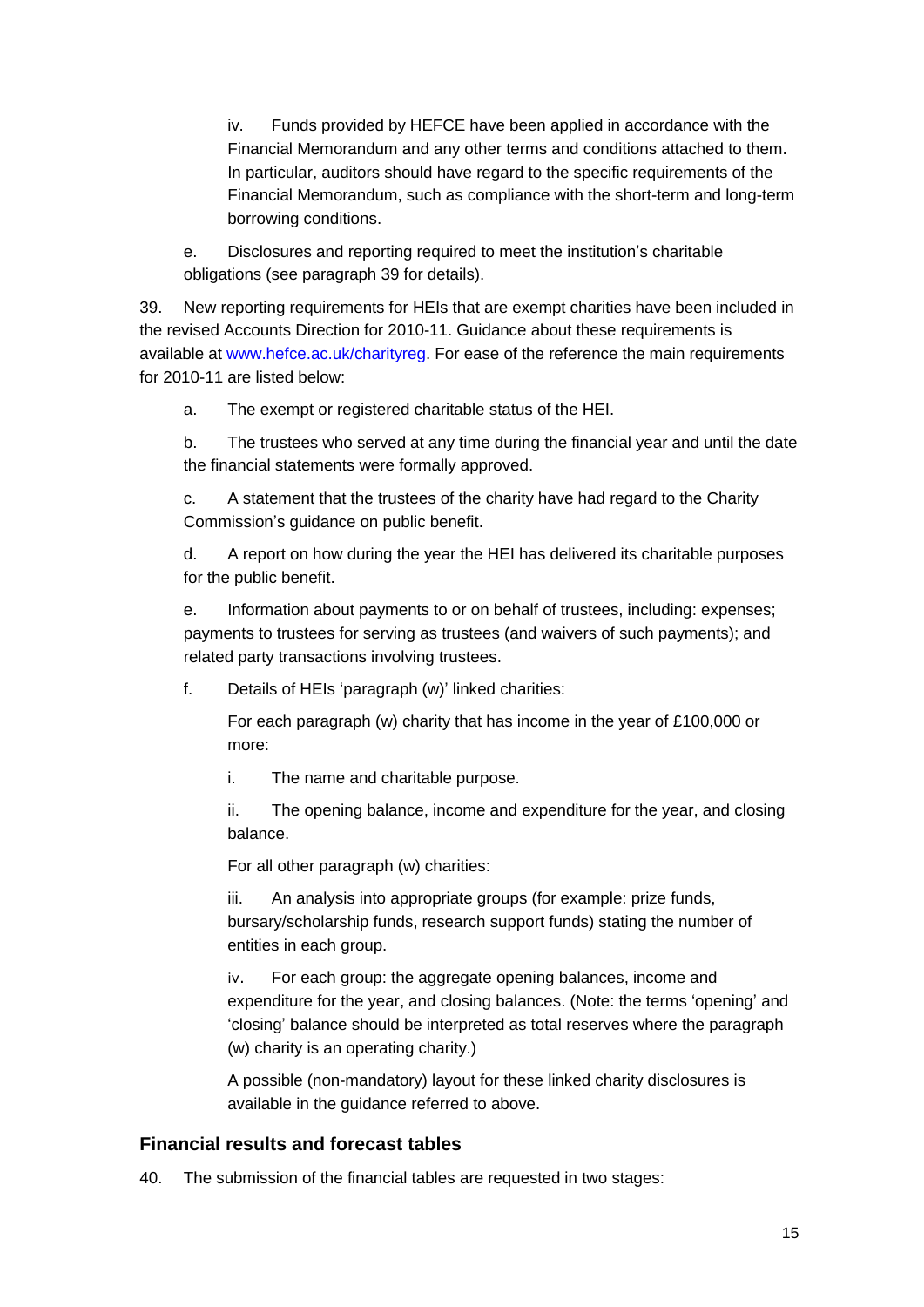iv. Funds provided by HEFCE have been applied in accordance with the Financial Memorandum and any other terms and conditions attached to them. In particular, auditors should have regard to the specific requirements of the Financial Memorandum, such as compliance with the short-term and long-term borrowing conditions.

e. Disclosures and reporting required to meet the institution's charitable obligations (see paragraph 39 for details).

39. New reporting requirements for HEIs that are exempt charities have been included in the revised Accounts Direction for 2010-11. Guidance about these requirements is available at [www.hefce.ac.uk/charityreg](www.hefce.ac.uk/charityreg). For ease of the reference the main requirements for 2010-11 are listed below:

a. The exempt or registered charitable status of the HEI.

b. The trustees who served at any time during the financial year and until the date the financial statements were formally approved.

c. A statement that the trustees of the charity have had regard to the Charity Commission's guidance on public benefit.

d. A report on how during the year the HEI has delivered its charitable purposes for the public benefit.

e. Information about payments to or on behalf of trustees, including: expenses; payments to trustees for serving as trustees (and waivers of such payments); and related party transactions involving trustees.

f. Details of HEIs 'paragraph (w)' linked charities:

For each paragraph (w) charity that has income in the year of £100,000 or more:

i. The name and charitable purpose.

ii. The opening balance, income and expenditure for the year, and closing balance.

For all other paragraph (w) charities:

iii. An analysis into appropriate groups (for example: prize funds, bursary/scholarship funds, research support funds) stating the number of entities in each group.

iv. For each group: the aggregate opening balances, income and expenditure for the year, and closing balances. (Note: the terms 'opening' and 'closing' balance should be interpreted as total reserves where the paragraph (w) charity is an operating charity.)

A possible (non-mandatory) layout for these linked charity disclosures is available in the guidance referred to above.

### Financial results and forecast tables

40. The submission of the financial tables are requested in two stages: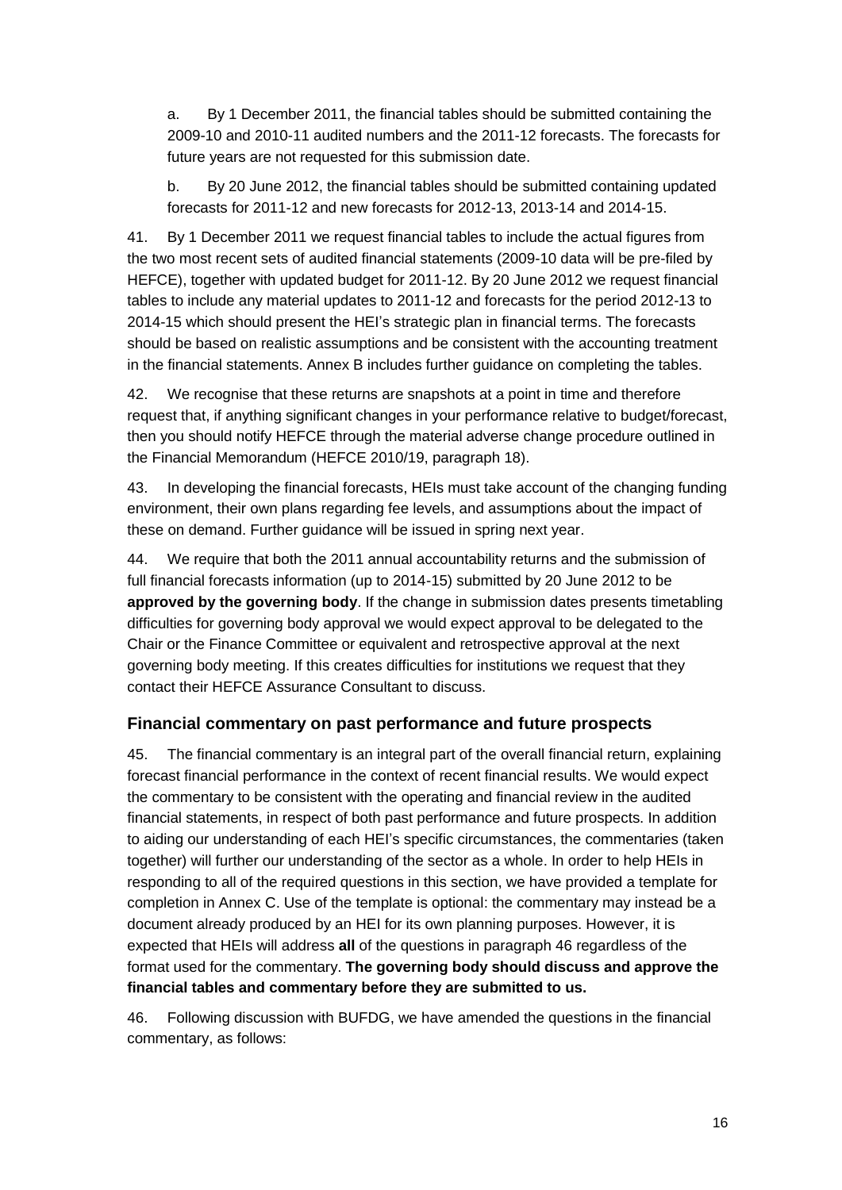a. By 1 December 2011, the financial tables should be submitted containing the 2009-10 and 2010-11 audited numbers and the 2011-12 forecasts. The forecasts for future years are not requested for this submission date.

b. By 20 June 2012, the financial tables should be submitted containing updated forecasts for 2011-12 and new forecasts for 2012-13, 2013-14 and 2014-15.

41. By 1 December 2011 we request financial tables to include the actual figures from the two most recent sets of audited financial statements (2009-10 data will be pre-filed by HEFCE), together with updated budget for 2011-12. By 20 June 2012 we request financial tables to include any material updates to 2011-12 and forecasts for the period 2012-13 to 2014-15 which should present the HEI's strategic plan in financial terms. The forecasts should be based on realistic assumptions and be consistent with the accounting treatment in the financial statements. Annex B includes further guidance on completing the tables.

42. We recognise that these returns are snapshots at a point in time and therefore request that, if anything significant changes in your performance relative to budget/forecast, then you should notify HEFCE through the material adverse change procedure outlined in the Financial Memorandum (HEFCE 2010/19, paragraph 18).

43. In developing the financial forecasts, HEIs must take account of the changing funding environment, their own plans regarding fee levels, and assumptions about the impact of these on demand. Further guidance will be issued in spring next year.

44. We require that both the 2011 annual accountability returns and the submission of full financial forecasts information (up to 2014-15) submitted by 20 June 2012 to be **approved by the governing body**. If the change in submission dates presents timetabling difficulties for governing body approval we would expect approval to be delegated to the Chair or the Finance Committee or equivalent and retrospective approval at the next governing body meeting. If this creates difficulties for institutions we request that they contact their HEFCE Assurance Consultant to discuss.

## Financial commentary on past performance and future prospects

45. The financial commentary is an integral part of the overall financial return, explaining forecast financial performance in the context of recent financial results. We would expect the commentary to be consistent with the operating and financial review in the audited financial statements, in respect of both past performance and future prospects. In addition to aiding our understanding of each HEI's specific circumstances, the commentaries (taken together) will further our understanding of the sector as a whole. In order to help HEIs in responding to all of the required questions in this section, we have provided a template for completion in Annex C. Use of the template is optional: the commentary may instead be a document already produced by an HEI for its own planning purposes. However, it is expected that HEIs will address **all** of the questions in paragraph 46 regardless of the format used for the commentary. **The governing body should discuss and approve the financial tables and commentary before they are submitted to us.**

46. Following discussion with BUFDG, we have amended the questions in the financial commentary, as follows: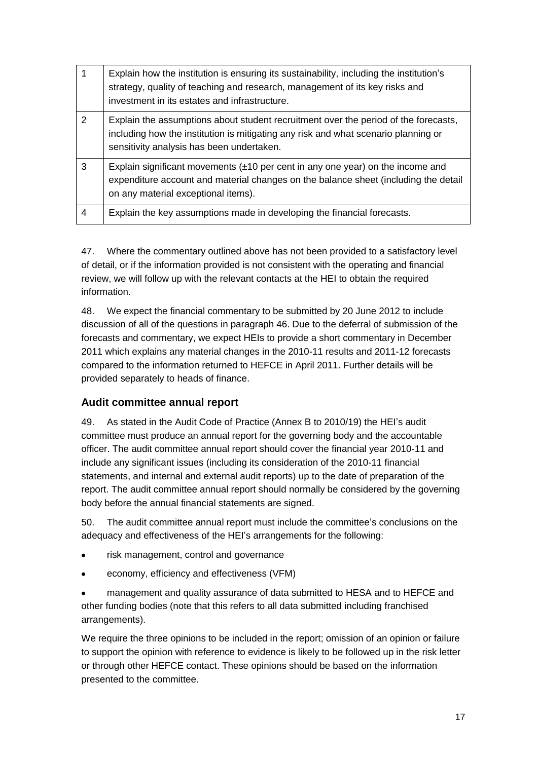| | |
|---|---|
| 1 | Explain how the institution is ensuring its sustainability, including the institution's strategy, quality of teaching and research, management of its key risks and investment in its estates and infrastructure. |
| 2 | Explain the assumptions about student recruitment over the period of the forecasts, including how the institution is mitigating any risk and what scenario planning or sensitivity analysis has been undertaken. |
| 3 | Explain significant movements (±10 per cent in any one year) on the income and expenditure account and material changes on the balance sheet (including the detail on any material exceptional items). |
| 4 | Explain the key assumptions made in developing the financial forecasts. |

47. Where the commentary outlined above has not been provided to a satisfactory level of detail, or if the information provided is not consistent with the operating and financial review, we will follow up with the relevant contacts at the HEI to obtain the required information.

48. We expect the financial commentary to be submitted by 20 June 2012 to include discussion of all of the questions in paragraph 46. Due to the deferral of submission of the forecasts and commentary, we expect HEIs to provide a short commentary in December 2011 which explains any material changes in the 2010-11 results and 2011-12 forecasts compared to the information returned to HEFCE in April 2011. Further details will be provided separately to heads of finance.

### Audit committee annual report

49. As stated in the Audit Code of Practice (Annex B to 2010/19) the HEI's audit committee must produce an annual report for the governing body and the accountable officer. The audit committee annual report should cover the financial year 2010-11 and include any significant issues (including its consideration of the 2010-11 financial statements, and internal and external audit reports) up to the date of preparation of the report. The audit committee annual report should normally be considered by the governing body before the annual financial statements are signed.

50. The audit committee annual report must include the committee's conclusions on the adequacy and effectiveness of the HEI's arrangements for the following:

- risk management, control and governance
- economy, efficiency and effectiveness (VFM)
- management and quality assurance of data submitted to HESA and to HEFCE and other funding bodies (note that this refers to all data submitted including franchised arrangements).

We require the three opinions to be included in the report; omission of an opinion or failure to support the opinion with reference to evidence is likely to be followed up in the risk letter or through other HEFCE contact. These opinions should be based on the information presented to the committee.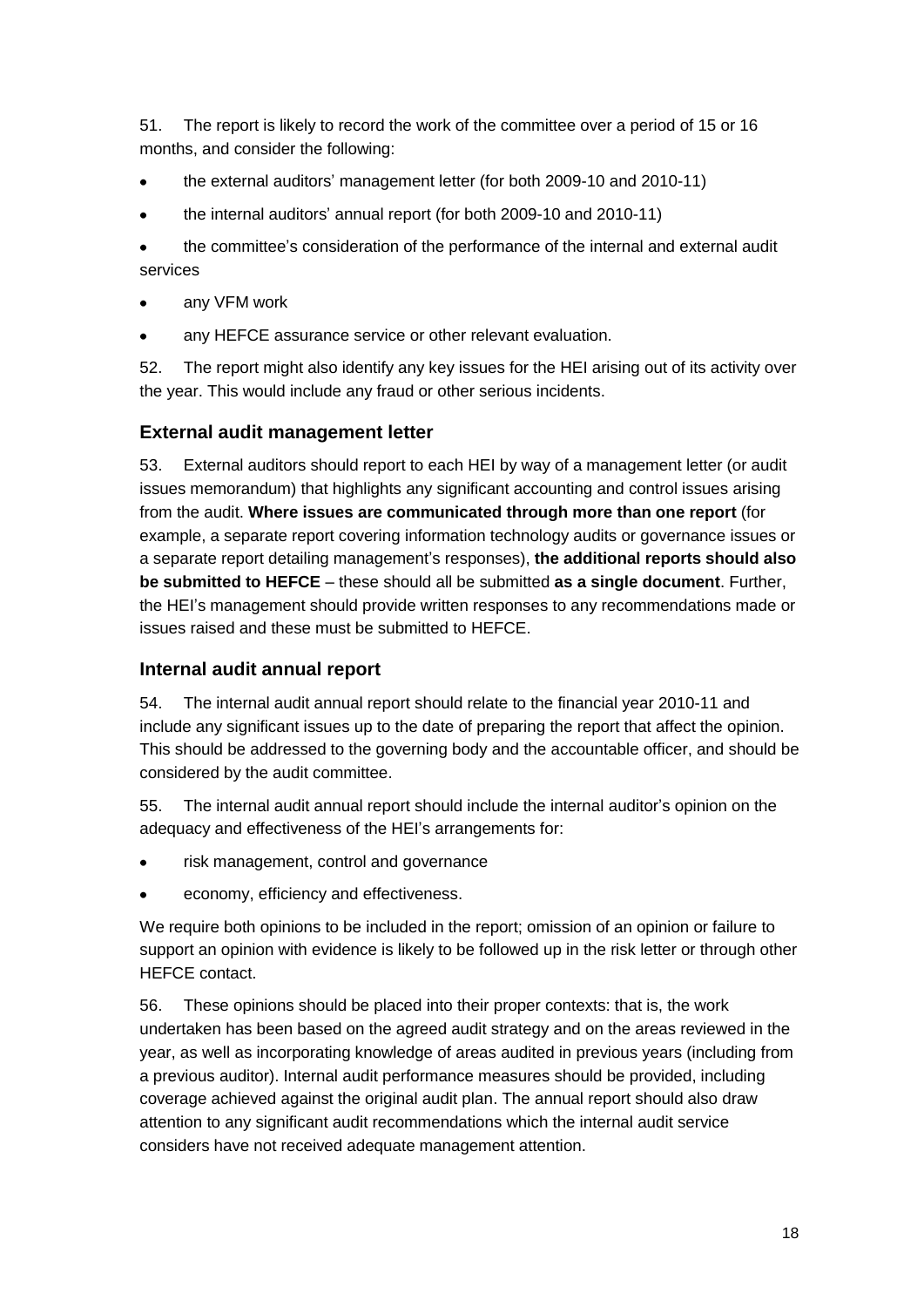51. The report is likely to record the work of the committee over a period of 15 or 16 months, and consider the following:

- the external auditors' management letter (for both 2009-10 and 2010-11)
- the internal auditors' annual report (for both 2009-10 and 2010-11)
- the committee's consideration of the performance of the internal and external audit services
- any VFM work
- any HEFCE assurance service or other relevant evaluation.

52. The report might also identify any key issues for the HEI arising out of its activity over the year. This would include any fraud or other serious incidents.

### External audit management letter

53. External auditors should report to each HEI by way of a management letter (or audit issues memorandum) that highlights any significant accounting and control issues arising from the audit. **Where issues are communicated through more than one report** (for example, a separate report covering information technology audits or governance issues or a separate report detailing management's responses), **the additional reports should also be submitted to HEFCE** – these should all be submitted **as a single document**. Further, the HEI's management should provide written responses to any recommendations made or issues raised and these must be submitted to HEFCE.

### Internal audit annual report

54. The internal audit annual report should relate to the financial year 2010-11 and include any significant issues up to the date of preparing the report that affect the opinion. This should be addressed to the governing body and the accountable officer, and should be considered by the audit committee.

55. The internal audit annual report should include the internal auditor's opinion on the adequacy and effectiveness of the HEI's arrangements for:

- risk management, control and governance
- economy, efficiency and effectiveness.

We require both opinions to be included in the report; omission of an opinion or failure to support an opinion with evidence is likely to be followed up in the risk letter or through other HEFCE contact.

56. These opinions should be placed into their proper contexts: that is, the work undertaken has been based on the agreed audit strategy and on the areas reviewed in the year, as well as incorporating knowledge of areas audited in previous years (including from a previous auditor). Internal audit performance measures should be provided, including coverage achieved against the original audit plan. The annual report should also draw attention to any significant audit recommendations which the internal audit service considers have not received adequate management attention.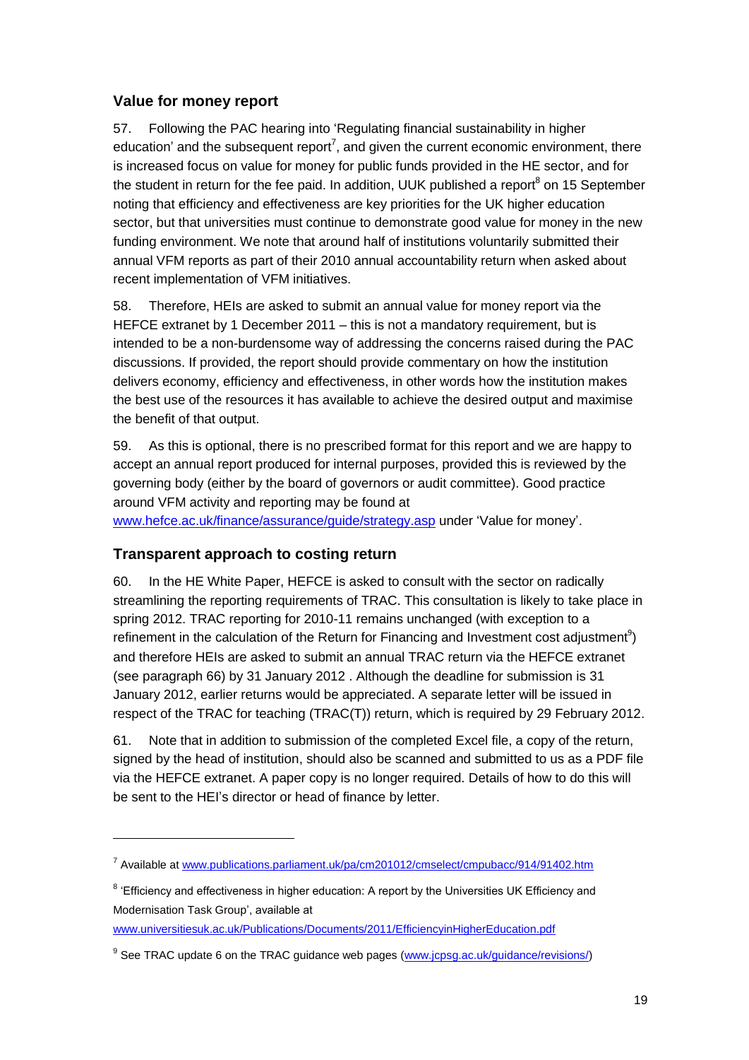## Value for money report

57. Following the PAC hearing into 'Regulating financial sustainability in higher education' and the subsequent report[7], and given the current economic environment, there is increased focus on value for money for public funds provided in the HE sector, and for the student in return for the fee paid. In addition, UUK published a report[8] on 15 September noting that efficiency and effectiveness are key priorities for the UK higher education sector, but that universities must continue to demonstrate good value for money in the new funding environment. We note that around half of institutions voluntarily submitted their annual VFM reports as part of their 2010 annual accountability return when asked about recent implementation of VFM initiatives.

58. Therefore, HEIs are asked to submit an annual value for money report via the HEFCE extranet by 1 December 2011 – this is not a mandatory requirement, but is intended to be a non-burdensome way of addressing the concerns raised during the PAC discussions. If provided, the report should provide commentary on how the institution delivers economy, efficiency and effectiveness, in other words how the institution makes the best use of the resources it has available to achieve the desired output and maximise the benefit of that output.

59. As this is optional, there is no prescribed format for this report and we are happy to accept an annual report produced for internal purposes, provided this is reviewed by the governing body (either by the board of governors or audit committee). Good practice around VFM activity and reporting may be found at www.hefce.ac.uk/finance/assurance/guide/strategy.asp under 'Value for money'.

## Transparent approach to costing return

60. In the HE White Paper, HEFCE is asked to consult with the sector on radically streamlining the reporting requirements of TRAC. This consultation is likely to take place in spring 2012. TRAC reporting for 2010-11 remains unchanged (with exception to a refinement in the calculation of the Return for Financing and Investment cost adjustment[9]) and therefore HEIs are asked to submit an annual TRAC return via the HEFCE extranet (see paragraph 66) by 31 January 2012 . Although the deadline for submission is 31 January 2012, earlier returns would be appreciated. A separate letter will be issued in respect of the TRAC for teaching (TRAC(T)) return, which is required by 29 February 2012.

61. Note that in addition to submission of the completed Excel file, a copy of the return, signed by the head of institution, should also be scanned and submitted to us as a PDF file via the HEFCE extranet. A paper copy is no longer required. Details of how to do this will be sent to the HEI's director or head of finance by letter.

---

[7] Available at www.publications.parliament.uk/pa/cm201012/cmselect/cmpubacc/914/91402.htm

[8] 'Efficiency and effectiveness in higher education: A report by the Universities UK Efficiency and Modernisation Task Group', available at www.universitiesuk.ac.uk/Publications/Documents/2011/EfficiencyinHigherEducation.pdf

[9] See TRAC update 6 on the TRAC guidance web pages (www.jcpsg.ac.uk/guidance/revisions/)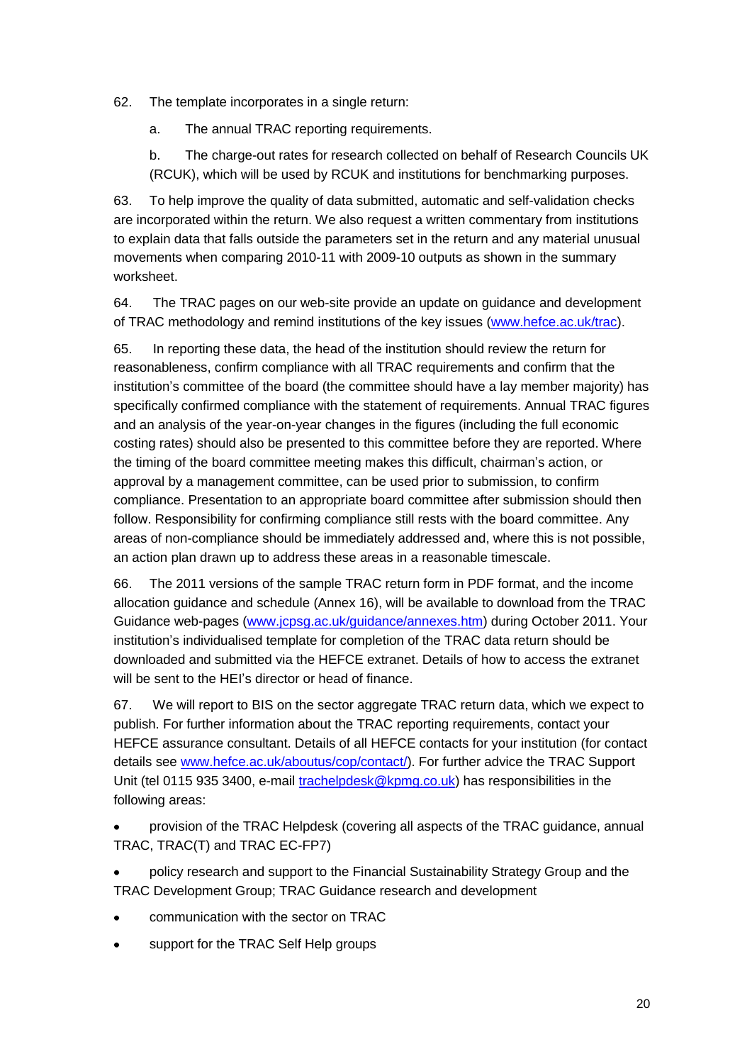62. The template incorporates in a single return:

a. The annual TRAC reporting requirements.

b. The charge-out rates for research collected on behalf of Research Councils UK (RCUK), which will be used by RCUK and institutions for benchmarking purposes.

63. To help improve the quality of data submitted, automatic and self-validation checks are incorporated within the return. We also request a written commentary from institutions to explain data that falls outside the parameters set in the return and any material unusual movements when comparing 2010-11 with 2009-10 outputs as shown in the summary worksheet.

64. The TRAC pages on our web-site provide an update on guidance and development of TRAC methodology and remind institutions of the key issues (www.hefce.ac.uk/trac).

65. In reporting these data, the head of the institution should review the return for reasonableness, confirm compliance with all TRAC requirements and confirm that the institution's committee of the board (the committee should have a lay member majority) has specifically confirmed compliance with the statement of requirements. Annual TRAC figures and an analysis of the year-on-year changes in the figures (including the full economic costing rates) should also be presented to this committee before they are reported. Where the timing of the board committee meeting makes this difficult, chairman's action, or approval by a management committee, can be used prior to submission, to confirm compliance. Presentation to an appropriate board committee after submission should then follow. Responsibility for confirming compliance still rests with the board committee. Any areas of non-compliance should be immediately addressed and, where this is not possible, an action plan drawn up to address these areas in a reasonable timescale.

66. The 2011 versions of the sample TRAC return form in PDF format, and the income allocation guidance and schedule (Annex 16), will be available to download from the TRAC Guidance web-pages (www.jcpsg.ac.uk/guidance/annexes.htm) during October 2011. Your institution's individualised template for completion of the TRAC data return should be downloaded and submitted via the HEFCE extranet. Details of how to access the extranet will be sent to the HEI's director or head of finance.

67. We will report to BIS on the sector aggregate TRAC return data, which we expect to publish. For further information about the TRAC reporting requirements, contact your HEFCE assurance consultant. Details of all HEFCE contacts for your institution (for contact details see www.hefce.ac.uk/aboutus/cop/contact/). For further advice the TRAC Support Unit (tel 0115 935 3400, e-mail trachelpdesk@kpmg.co.uk) has responsibilities in the following areas:

- provision of the TRAC Helpdesk (covering all aspects of the TRAC guidance, annual TRAC, TRAC(T) and TRAC EC-FP7)
- policy research and support to the Financial Sustainability Strategy Group and the TRAC Development Group; TRAC Guidance research and development
- communication with the sector on TRAC
- support for the TRAC Self Help groups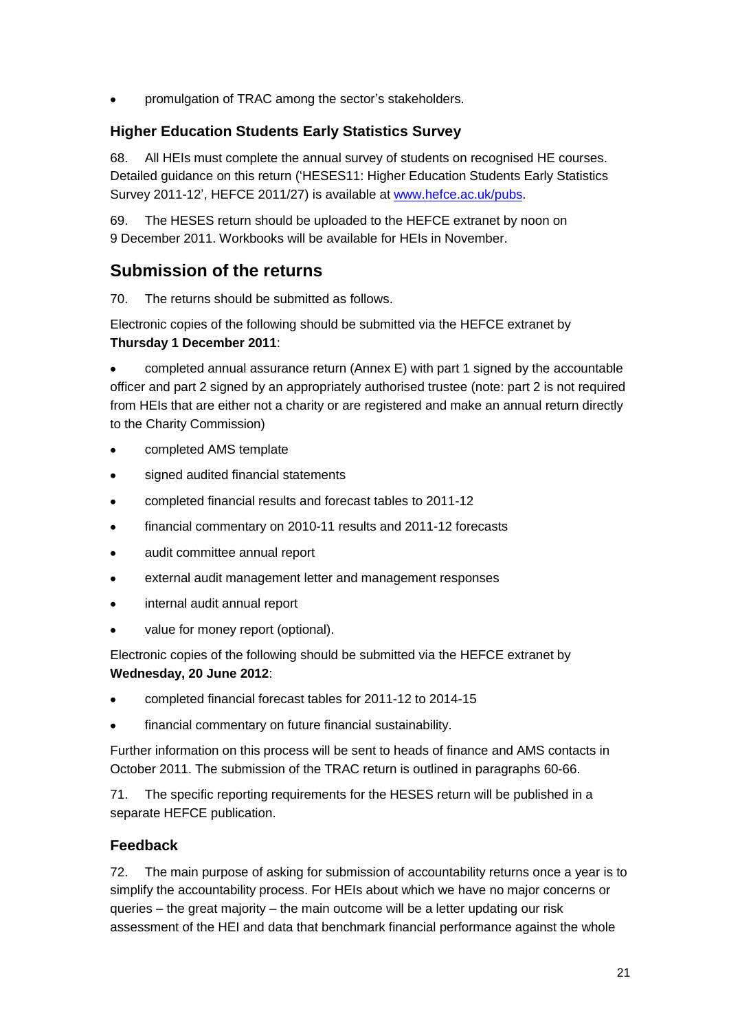- promulgation of TRAC among the sector's stakeholders.

### Higher Education Students Early Statistics Survey

68. All HEIs must complete the annual survey of students on recognised HE courses. Detailed guidance on this return ('HESES11: Higher Education Students Early Statistics Survey 2011-12', HEFCE 2011/27) is available at www.hefce.ac.uk/pubs.

69. The HESES return should be uploaded to the HEFCE extranet by noon on 9 December 2011. Workbooks will be available for HEIs in November.

## Submission of the returns

70. The returns should be submitted as follows.

Electronic copies of the following should be submitted via the HEFCE extranet by **Thursday 1 December 2011**:

- completed annual assurance return (Annex E) with part 1 signed by the accountable officer and part 2 signed by an appropriately authorised trustee (note: part 2 is not required from HEIs that are either not a charity or are registered and make an annual return directly to the Charity Commission)
- completed AMS template
- signed audited financial statements
- completed financial results and forecast tables to 2011-12
- financial commentary on 2010-11 results and 2011-12 forecasts
- audit committee annual report
- external audit management letter and management responses
- internal audit annual report
- value for money report (optional).

Electronic copies of the following should be submitted via the HEFCE extranet by **Wednesday, 20 June 2012**:

- completed financial forecast tables for 2011-12 to 2014-15
- financial commentary on future financial sustainability.

Further information on this process will be sent to heads of finance and AMS contacts in October 2011. The submission of the TRAC return is outlined in paragraphs 60-66.

71. The specific reporting requirements for the HESES return will be published in a separate HEFCE publication.

### Feedback

72. The main purpose of asking for submission of accountability returns once a year is to simplify the accountability process. For HEIs about which we have no major concerns or queries – the great majority – the main outcome will be a letter updating our risk assessment of the HEI and data that benchmark financial performance against the whole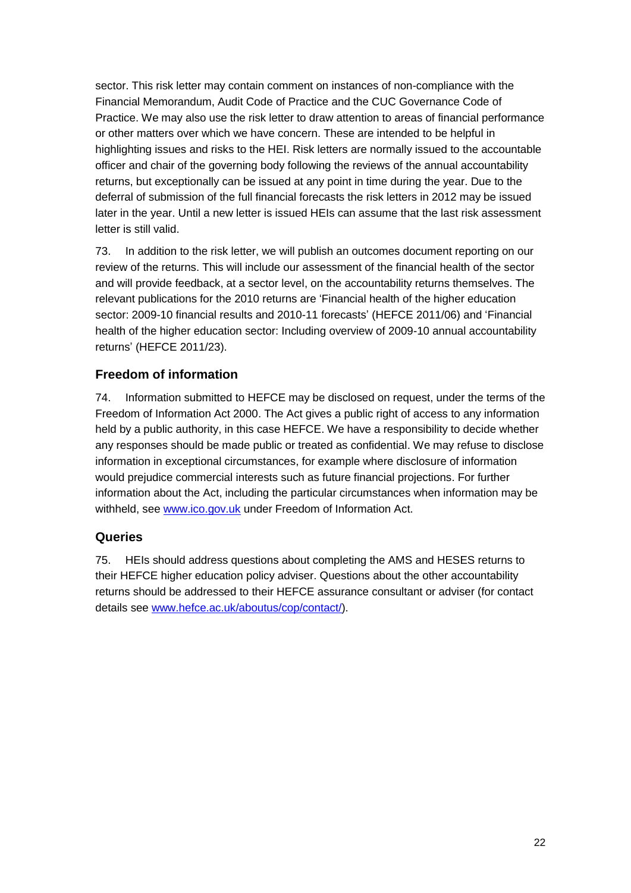sector. This risk letter may contain comment on instances of non-compliance with the Financial Memorandum, Audit Code of Practice and the CUC Governance Code of Practice. We may also use the risk letter to draw attention to areas of financial performance or other matters over which we have concern. These are intended to be helpful in highlighting issues and risks to the HEI. Risk letters are normally issued to the accountable officer and chair of the governing body following the reviews of the annual accountability returns, but exceptionally can be issued at any point in time during the year. Due to the deferral of submission of the full financial forecasts the risk letters in 2012 may be issued later in the year. Until a new letter is issued HEIs can assume that the last risk assessment letter is still valid.

73. In addition to the risk letter, we will publish an outcomes document reporting on our review of the returns. This will include our assessment of the financial health of the sector and will provide feedback, at a sector level, on the accountability returns themselves. The relevant publications for the 2010 returns are 'Financial health of the higher education sector: 2009-10 financial results and 2010-11 forecasts' (HEFCE 2011/06) and 'Financial health of the higher education sector: Including overview of 2009-10 annual accountability returns' (HEFCE 2011/23).

## Freedom of information

74. Information submitted to HEFCE may be disclosed on request, under the terms of the Freedom of Information Act 2000. The Act gives a public right of access to any information held by a public authority, in this case HEFCE. We have a responsibility to decide whether any responses should be made public or treated as confidential. We may refuse to disclose information in exceptional circumstances, for example where disclosure of information would prejudice commercial interests such as future financial projections. For further information about the Act, including the particular circumstances when information may be withheld, see [www.ico.gov.uk](http://www.ico.gov.uk) under Freedom of Information Act.

## Queries

75. HEIs should address questions about completing the AMS and HESES returns to their HEFCE higher education policy adviser. Questions about the other accountability returns should be addressed to their HEFCE assurance consultant or adviser (for contact details see [www.hefce.ac.uk/aboutus/cop/contact/](http://www.hefce.ac.uk/aboutus/cop/contact/)).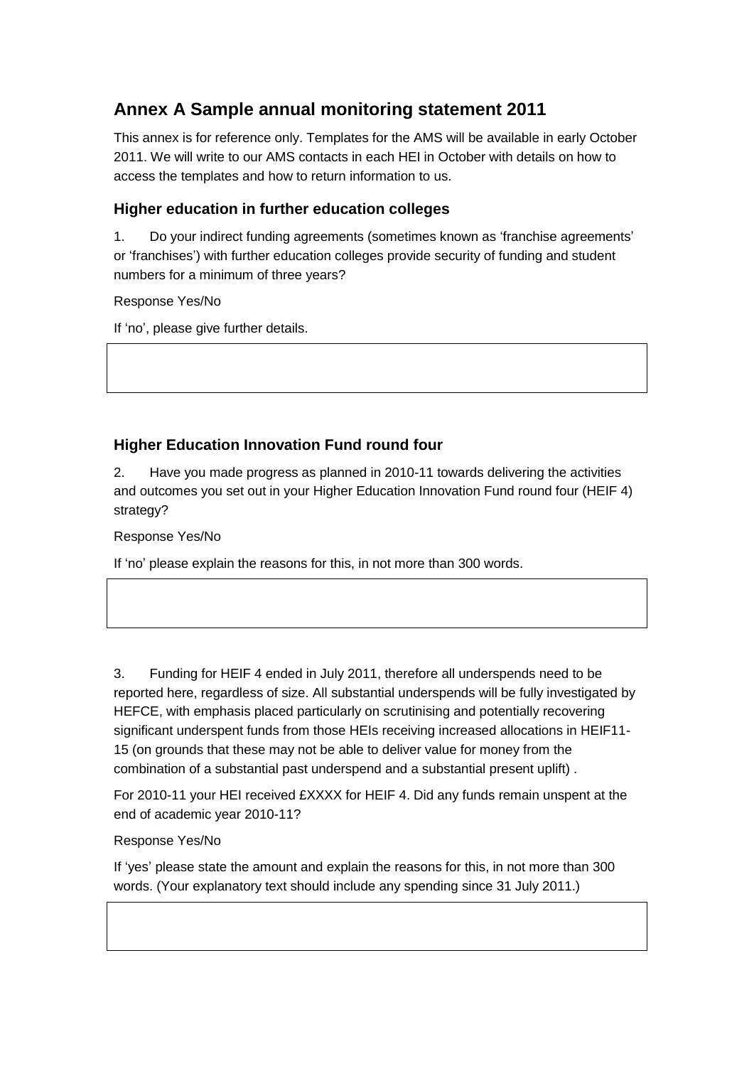## Annex A Sample annual monitoring statement 2011

This annex is for reference only. Templates for the AMS will be available in early October 2011. We will write to our AMS contacts in each HEI in October with details on how to access the templates and how to return information to us.

### Higher education in further education colleges

1. Do your indirect funding agreements (sometimes known as 'franchise agreements' or 'franchises') with further education colleges provide security of funding and student numbers for a minimum of three years?

Response Yes/No

If 'no', please give further details.

|   |
|---|
|   |

### Higher Education Innovation Fund round four

2. Have you made progress as planned in 2010-11 towards delivering the activities and outcomes you set out in your Higher Education Innovation Fund round four (HEIF 4) strategy?

Response Yes/No

If 'no' please explain the reasons for this, in not more than 300 words.

|   |
|---|
|   |

3. Funding for HEIF 4 ended in July 2011, therefore all underspends need to be reported here, regardless of size. All substantial underspends will be fully investigated by HEFCE, with emphasis placed particularly on scrutinising and potentially recovering significant underspent funds from those HEIs receiving increased allocations in HEIF11-15 (on grounds that these may not be able to deliver value for money from the combination of a substantial past underspend and a substantial present uplift) .

For 2010-11 your HEI received £XXXX for HEIF 4. Did any funds remain unspent at the end of academic year 2010-11?

Response Yes/No

If 'yes' please state the amount and explain the reasons for this, in not more than 300 words. (Your explanatory text should include any spending since 31 July 2011.)

|   |
|---|
|   |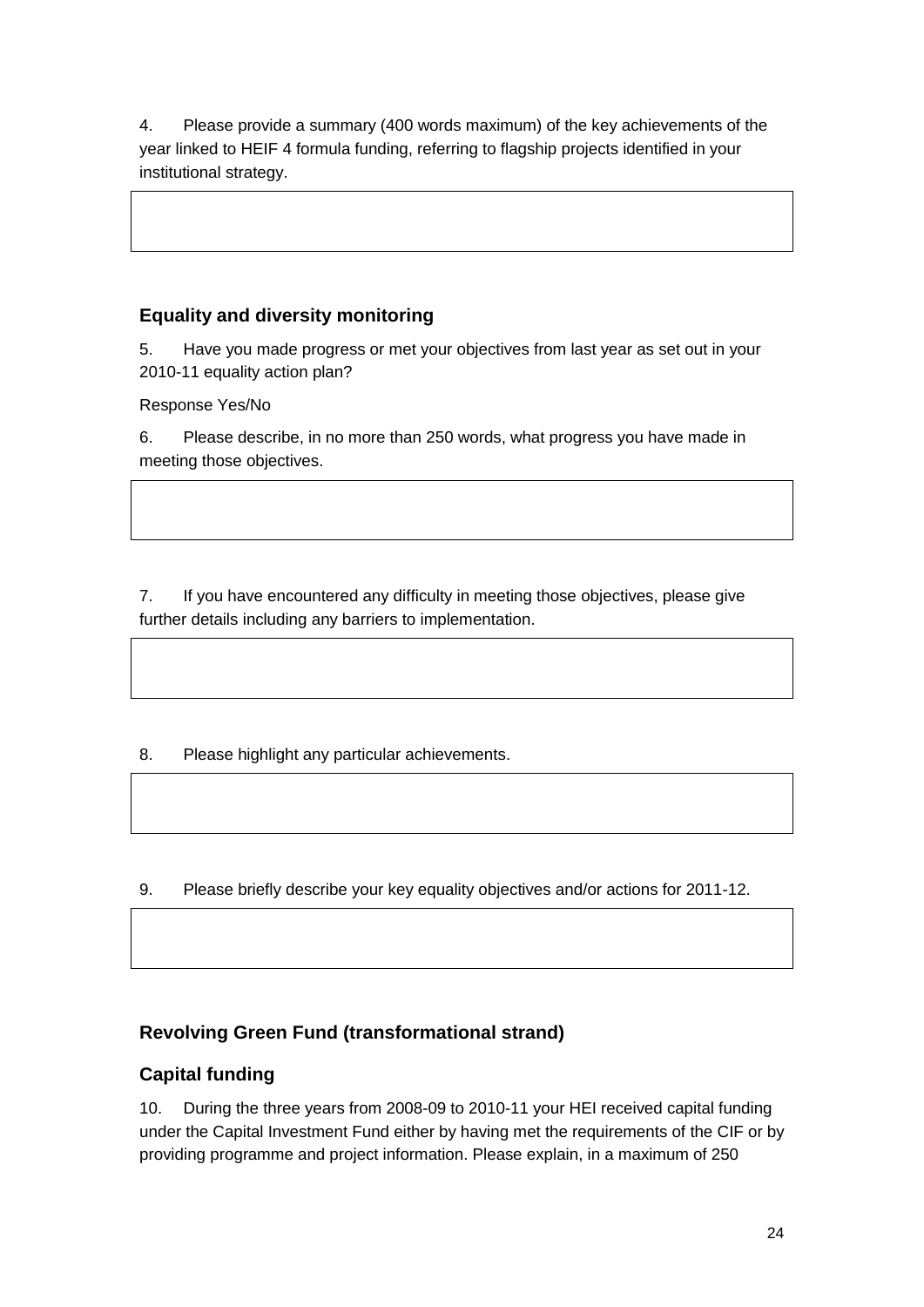4. Please provide a summary (400 words maximum) of the key achievements of the year linked to HEIF 4 formula funding, referring to flagship projects identified in your institutional strategy.

| |
|---|
| |

## Equality and diversity monitoring

5. Have you made progress or met your objectives from last year as set out in your 2010-11 equality action plan?

Response Yes/No

6. Please describe, in no more than 250 words, what progress you have made in meeting those objectives.

| |
|---|
| |

7. If you have encountered any difficulty in meeting those objectives, please give further details including any barriers to implementation.

| |
|---|
| |

8. Please highlight any particular achievements.

| |
|---|
| |

9. Please briefly describe your key equality objectives and/or actions for 2011-12.

| |
|---|
| |

## Revolving Green Fund (transformational strand)

## Capital funding

10. During the three years from 2008-09 to 2010-11 your HEI received capital funding under the Capital Investment Fund either by having met the requirements of the CIF or by providing programme and project information. Please explain, in a maximum of 250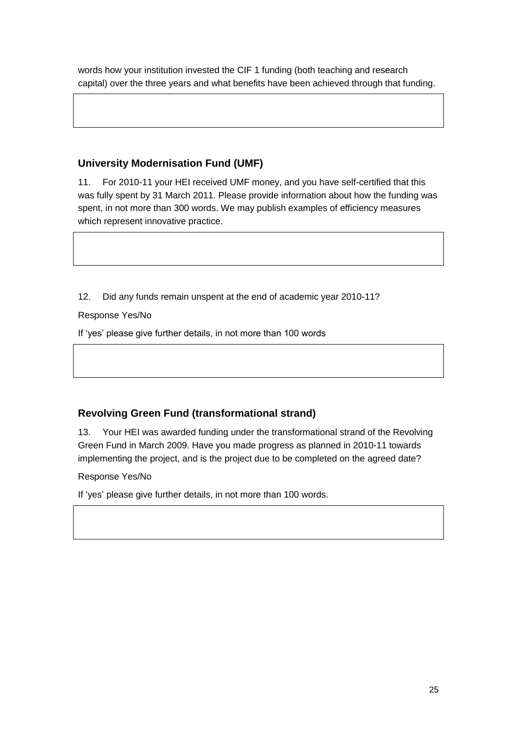words how your institution invested the CIF 1 funding (both teaching and research capital) over the three years and what benefits have been achieved through that funding.

## University Modernisation Fund (UMF)

11. For 2010-11 your HEI received UMF money, and you have self-certified that this was fully spent by 31 March 2011. Please provide information about how the funding was spent, in not more than 300 words. We may publish examples of efficiency measures which represent innovative practice.

12. Did any funds remain unspent at the end of academic year 2010-11?

Response Yes/No

If 'yes' please give further details, in not more than 100 words

## Revolving Green Fund (transformational strand)

13. Your HEI was awarded funding under the transformational strand of the Revolving Green Fund in March 2009. Have you made progress as planned in 2010-11 towards implementing the project, and is the project due to be completed on the agreed date?

Response Yes/No

If 'yes' please give further details, in not more than 100 words.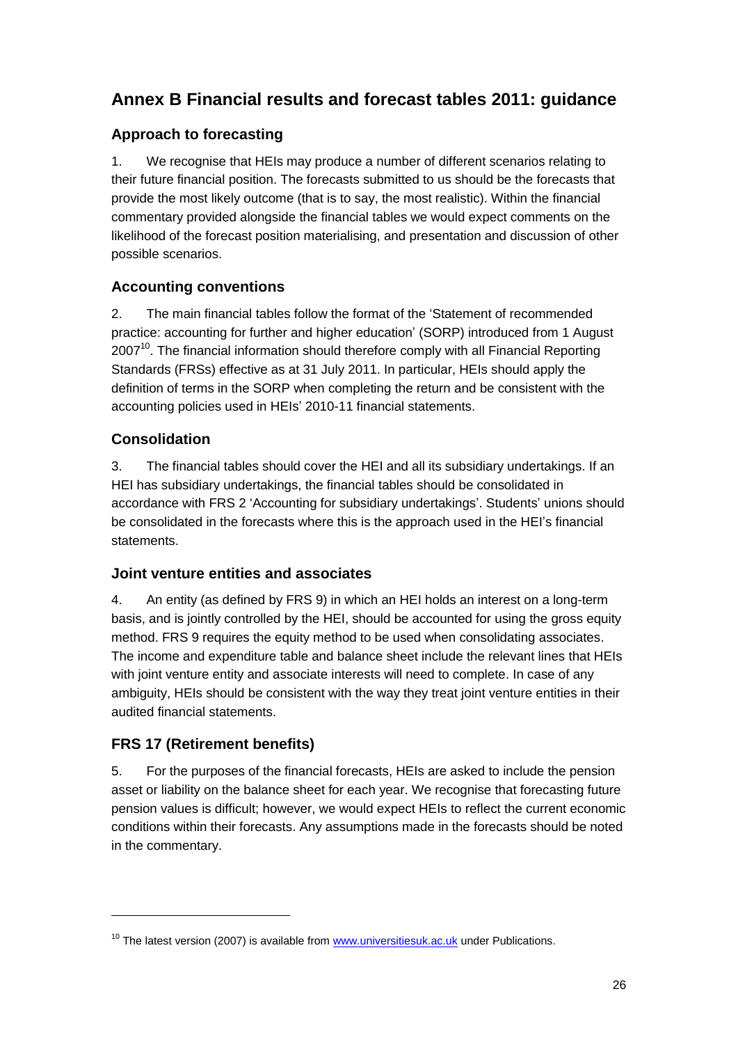# Annex B Financial results and forecast tables 2011: guidance

## Approach to forecasting

1. We recognise that HEIs may produce a number of different scenarios relating to their future financial position. The forecasts submitted to us should be the forecasts that provide the most likely outcome (that is to say, the most realistic). Within the financial commentary provided alongside the financial tables we would expect comments on the likelihood of the forecast position materialising, and presentation and discussion of other possible scenarios.

## Accounting conventions

2. The main financial tables follow the format of the 'Statement of recommended practice: accounting for further and higher education' (SORP) introduced from 1 August 2007[10]. The financial information should therefore comply with all Financial Reporting Standards (FRSs) effective as at 31 July 2011. In particular, HEIs should apply the definition of terms in the SORP when completing the return and be consistent with the accounting policies used in HEIs' 2010-11 financial statements.

## Consolidation

3. The financial tables should cover the HEI and all its subsidiary undertakings. If an HEI has subsidiary undertakings, the financial tables should be consolidated in accordance with FRS 2 'Accounting for subsidiary undertakings'. Students' unions should be consolidated in the forecasts where this is the approach used in the HEI's financial statements.

### Joint venture entities and associates

4. An entity (as defined by FRS 9) in which an HEI holds an interest on a long-term basis, and is jointly controlled by the HEI, should be accounted for using the gross equity method. FRS 9 requires the equity method to be used when consolidating associates. The income and expenditure table and balance sheet include the relevant lines that HEIs with joint venture entity and associate interests will need to complete. In case of any ambiguity, HEIs should be consistent with the way they treat joint venture entities in their audited financial statements.

## FRS 17 (Retirement benefits)

5. For the purposes of the financial forecasts, HEIs are asked to include the pension asset or liability on the balance sheet for each year. We recognise that forecasting future pension values is difficult; however, we would expect HEIs to reflect the current economic conditions within their forecasts. Any assumptions made in the forecasts should be noted in the commentary.

---

[10] The latest version (2007) is available from www.universitiesuk.ac.uk under Publications.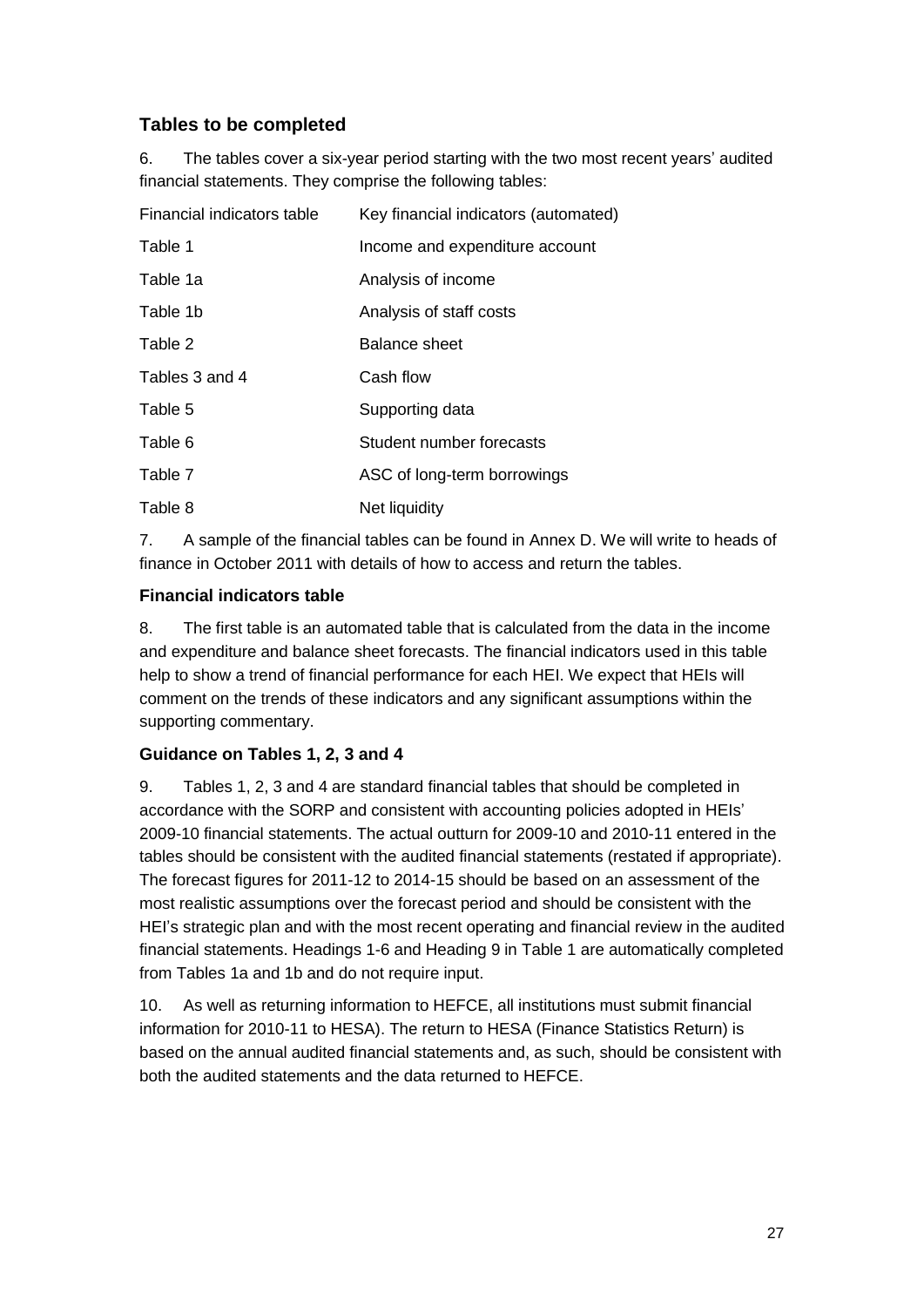## Tables to be completed

6. The tables cover a six-year period starting with the two most recent years' audited financial statements. They comprise the following tables:

| | |
|---|---|
| Financial indicators table | Key financial indicators (automated) |
| Table 1 | Income and expenditure account |
| Table 1a | Analysis of income |
| Table 1b | Analysis of staff costs |
| Table 2 | Balance sheet |
| Tables 3 and 4 | Cash flow |
| Table 5 | Supporting data |
| Table 6 | Student number forecasts |
| Table 7 | ASC of long-term borrowings |
| Table 8 | Net liquidity |

7. A sample of the financial tables can be found in Annex D. We will write to heads of finance in October 2011 with details of how to access and return the tables.

### Financial indicators table

8. The first table is an automated table that is calculated from the data in the income and expenditure and balance sheet forecasts. The financial indicators used in this table help to show a trend of financial performance for each HEI. We expect that HEIs will comment on the trends of these indicators and any significant assumptions within the supporting commentary.

### Guidance on Tables 1, 2, 3 and 4

9. Tables 1, 2, 3 and 4 are standard financial tables that should be completed in accordance with the SORP and consistent with accounting policies adopted in HEIs' 2009-10 financial statements. The actual outturn for 2009-10 and 2010-11 entered in the tables should be consistent with the audited financial statements (restated if appropriate). The forecast figures for 2011-12 to 2014-15 should be based on an assessment of the most realistic assumptions over the forecast period and should be consistent with the HEI's strategic plan and with the most recent operating and financial review in the audited financial statements. Headings 1-6 and Heading 9 in Table 1 are automatically completed from Tables 1a and 1b and do not require input.

10. As well as returning information to HEFCE, all institutions must submit financial information for 2010-11 to HESA. The return to HESA (Finance Statistics Return) is based on the annual audited financial statements and, as such, should be consistent with both the audited statements and the data returned to HEFCE.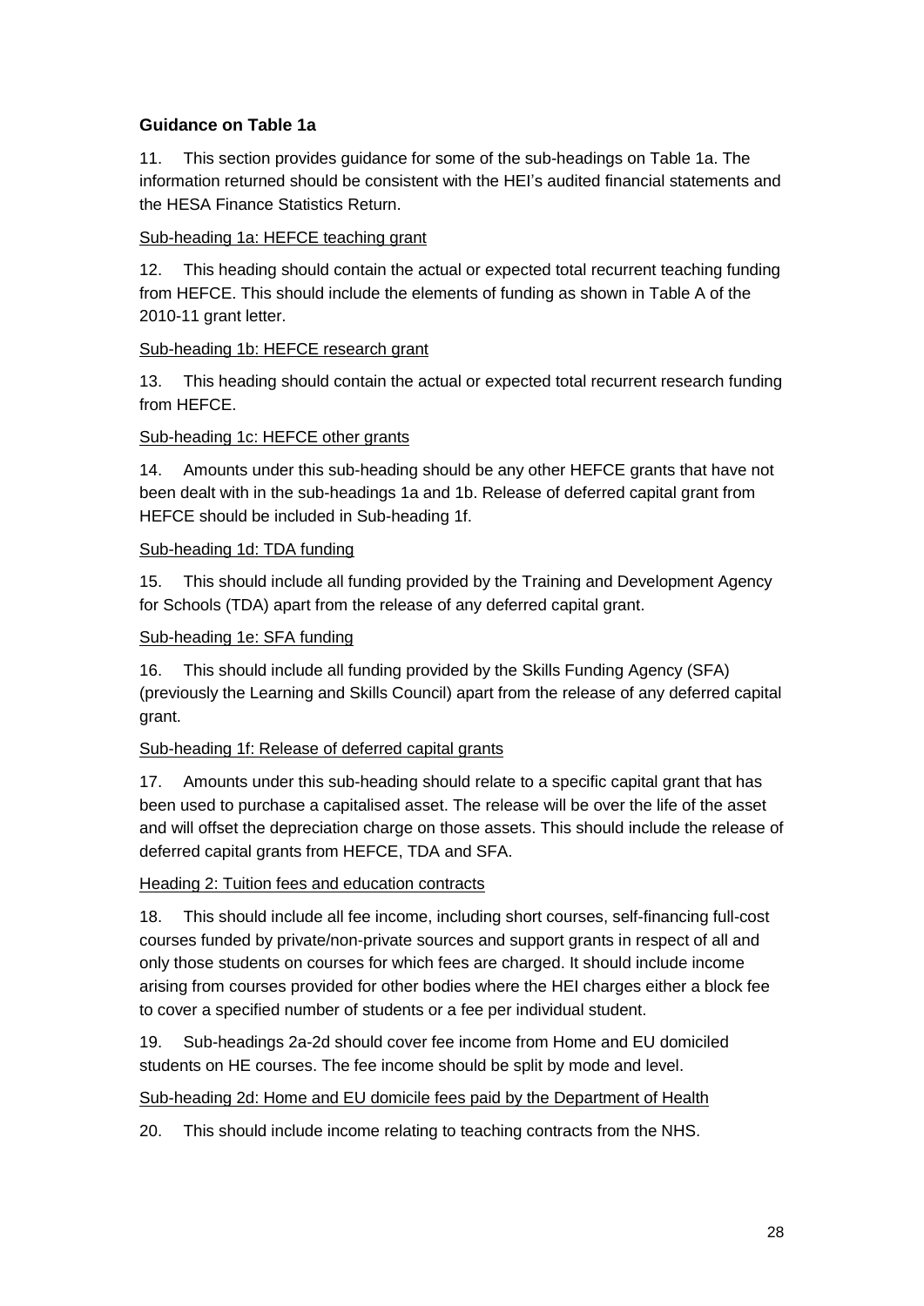### Guidance on Table 1a

11. This section provides guidance for some of the sub-headings on Table 1a. The information returned should be consistent with the HEI's audited financial statements and the HESA Finance Statistics Return.

Sub-heading 1a: HEFCE teaching grant

12. This heading should contain the actual or expected total recurrent teaching funding from HEFCE. This should include the elements of funding as shown in Table A of the 2010-11 grant letter.

Sub-heading 1b: HEFCE research grant

13. This heading should contain the actual or expected total recurrent research funding from HEFCE.

Sub-heading 1c: HEFCE other grants

14. Amounts under this sub-heading should be any other HEFCE grants that have not been dealt with in the sub-headings 1a and 1b. Release of deferred capital grant from HEFCE should be included in Sub-heading 1f.

Sub-heading 1d: TDA funding

15. This should include all funding provided by the Training and Development Agency for Schools (TDA) apart from the release of any deferred capital grant.

Sub-heading 1e: SFA funding

16. This should include all funding provided by the Skills Funding Agency (SFA) (previously the Learning and Skills Council) apart from the release of any deferred capital grant.

Sub-heading 1f: Release of deferred capital grants

17. Amounts under this sub-heading should relate to a specific capital grant that has been used to purchase a capitalised asset. The release will be over the life of the asset and will offset the depreciation charge on those assets. This should include the release of deferred capital grants from HEFCE, TDA and SFA.

Heading 2: Tuition fees and education contracts

18. This should include all fee income, including short courses, self-financing full-cost courses funded by private/non-private sources and support grants in respect of all and only those students on courses for which fees are charged. It should include income arising from courses provided for other bodies where the HEI charges either a block fee to cover a specified number of students or a fee per individual student.

19. Sub-headings 2a-2d should cover fee income from Home and EU domiciled students on HE courses. The fee income should be split by mode and level.

Sub-heading 2d: Home and EU domicile fees paid by the Department of Health

20. This should include income relating to teaching contracts from the NHS.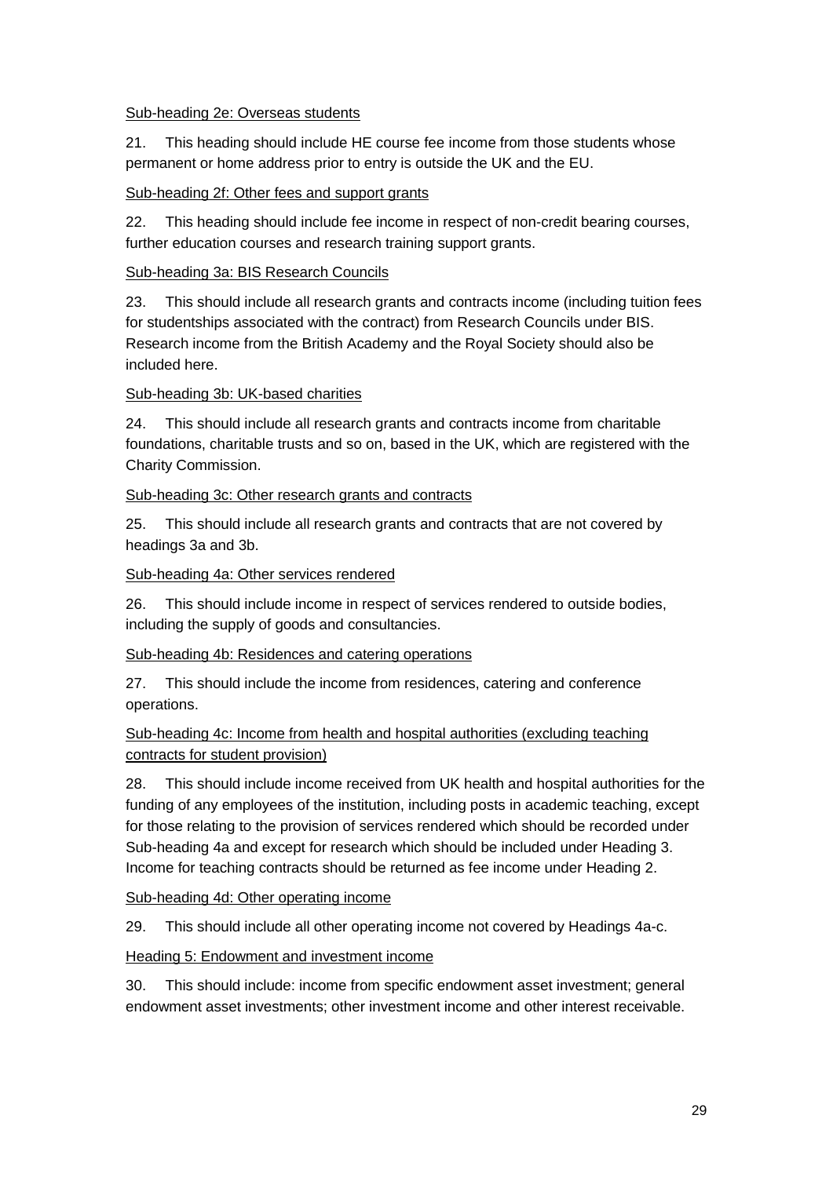Sub-heading 2e: Overseas students

21. This heading should include HE course fee income from those students whose permanent or home address prior to entry is outside the UK and the EU.

Sub-heading 2f: Other fees and support grants

22. This heading should include fee income in respect of non-credit bearing courses, further education courses and research training support grants.

Sub-heading 3a: BIS Research Councils

23. This should include all research grants and contracts income (including tuition fees for studentships associated with the contract) from Research Councils under BIS. Research income from the British Academy and the Royal Society should also be included here.

Sub-heading 3b: UK-based charities

24. This should include all research grants and contracts income from charitable foundations, charitable trusts and so on, based in the UK, which are registered with the Charity Commission.

Sub-heading 3c: Other research grants and contracts

25. This should include all research grants and contracts that are not covered by headings 3a and 3b.

Sub-heading 4a: Other services rendered

26. This should include income in respect of services rendered to outside bodies, including the supply of goods and consultancies.

Sub-heading 4b: Residences and catering operations

27. This should include the income from residences, catering and conference operations.

Sub-heading 4c: Income from health and hospital authorities (excluding teaching contracts for student provision)

28. This should include income received from UK health and hospital authorities for the funding of any employees of the institution, including posts in academic teaching, except for those relating to the provision of services rendered which should be recorded under Sub-heading 4a and except for research which should be included under Heading 3. Income for teaching contracts should be returned as fee income under Heading 2.

Sub-heading 4d: Other operating income

29. This should include all other operating income not covered by Headings 4a-c.

Heading 5: Endowment and investment income

30. This should include: income from specific endowment asset investment; general endowment asset investments; other investment income and other interest receivable.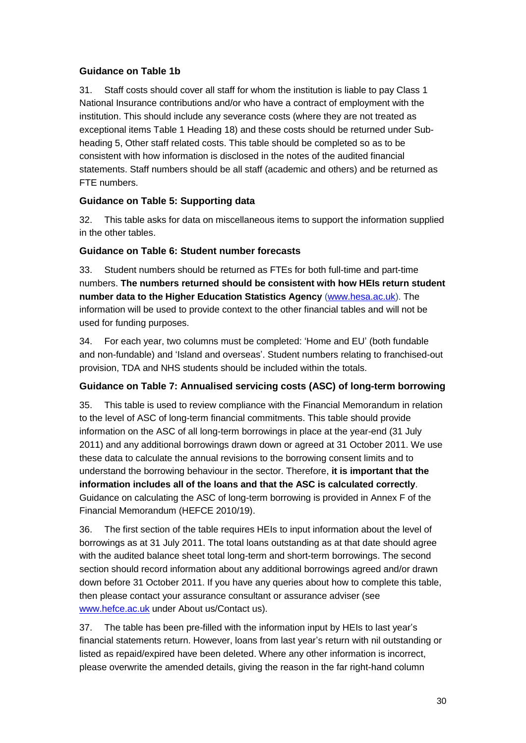### Guidance on Table 1b

31. Staff costs should cover all staff for whom the institution is liable to pay Class 1 National Insurance contributions and/or who have a contract of employment with the institution. This should include any severance costs (where they are not treated as exceptional items Table 1 Heading 18) and these costs should be returned under Sub-heading 5, Other staff related costs. This table should be completed so as to be consistent with how information is disclosed in the notes of the audited financial statements. Staff numbers should be all staff (academic and others) and be returned as FTE numbers.

### Guidance on Table 5: Supporting data

32. This table asks for data on miscellaneous items to support the information supplied in the other tables.

### Guidance on Table 6: Student number forecasts

33. Student numbers should be returned as FTEs for both full-time and part-time numbers. **The numbers returned should be consistent with how HEIs return student number data to the Higher Education Statistics Agency** (www.hesa.ac.uk). The information will be used to provide context to the other financial tables and will not be used for funding purposes.

34. For each year, two columns must be completed: 'Home and EU' (both fundable and non-fundable) and 'Island and overseas'. Student numbers relating to franchised-out provision, TDA and NHS students should be included within the totals.

### Guidance on Table 7: Annualised servicing costs (ASC) of long-term borrowing

35. This table is used to review compliance with the Financial Memorandum in relation to the level of ASC of long-term financial commitments. This table should provide information on the ASC of all long-term borrowings in place at the year-end (31 July 2011) and any additional borrowings drawn down or agreed at 31 October 2011. We use these data to calculate the annual revisions to the borrowing consent limits and to understand the borrowing behaviour in the sector. Therefore, **it is important that the information includes all of the loans and that the ASC is calculated correctly**. Guidance on calculating the ASC of long-term borrowing is provided in Annex F of the Financial Memorandum (HEFCE 2010/19).

36. The first section of the table requires HEIs to input information about the level of borrowings as at 31 July 2011. The total loans outstanding as at that date should agree with the audited balance sheet total long-term and short-term borrowings. The second section should record information about any additional borrowings agreed and/or drawn down before 31 October 2011. If you have any queries about how to complete this table, then please contact your assurance consultant or assurance adviser (see www.hefce.ac.uk under About us/Contact us).

37. The table has been pre-filled with the information input by HEIs to last year's financial statements return. However, loans from last year's return with nil outstanding or listed as repaid/expired have been deleted. Where any other information is incorrect, please overwrite the amended details, giving the reason in the far right-hand column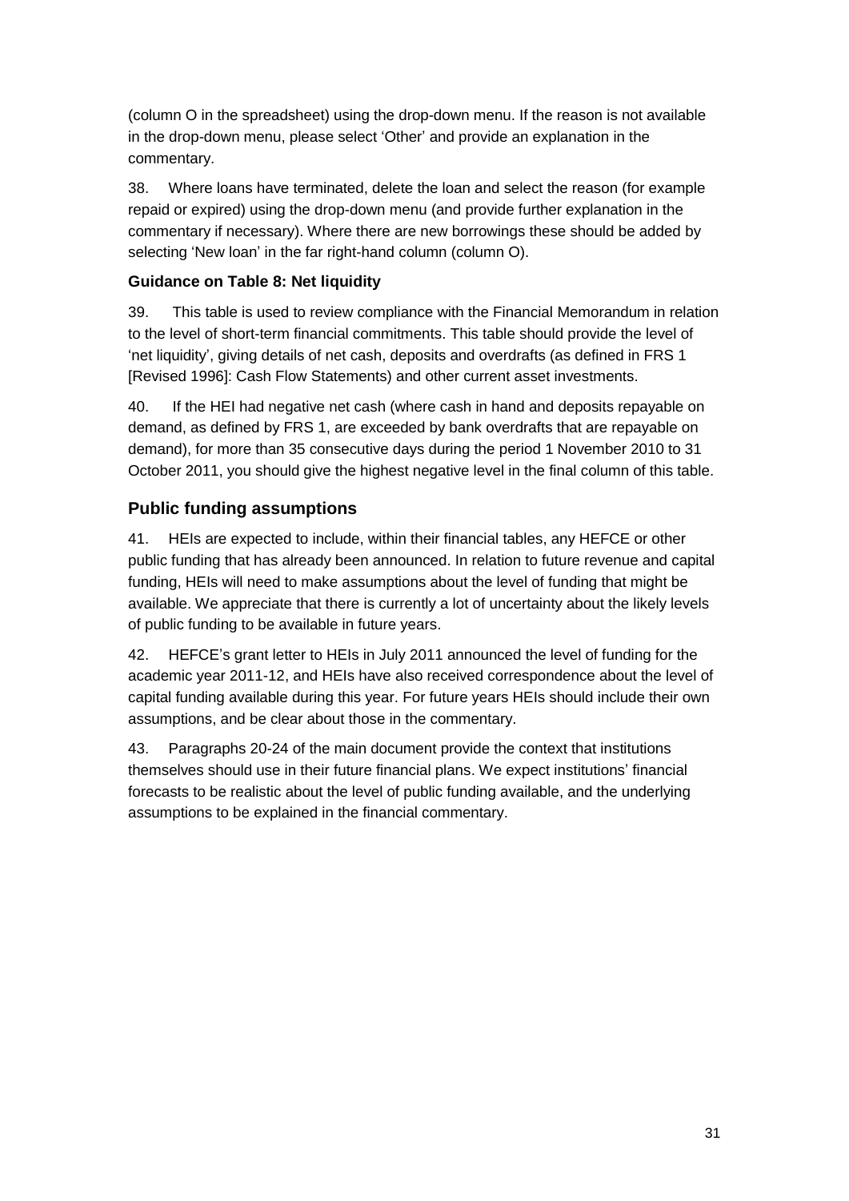(column O in the spreadsheet) using the drop-down menu. If the reason is not available in the drop-down menu, please select 'Other' and provide an explanation in the commentary.

38. Where loans have terminated, delete the loan and select the reason (for example repaid or expired) using the drop-down menu (and provide further explanation in the commentary if necessary). Where there are new borrowings these should be added by selecting 'New loan' in the far right-hand column (column O).

**Guidance on Table 8: Net liquidity**

39. This table is used to review compliance with the Financial Memorandum in relation to the level of short-term financial commitments. This table should provide the level of 'net liquidity', giving details of net cash, deposits and overdrafts (as defined in FRS 1 [Revised 1996]: Cash Flow Statements) and other current asset investments.

40. If the HEI had negative net cash (where cash in hand and deposits repayable on demand, as defined by FRS 1, are exceeded by bank overdrafts that are repayable on demand), for more than 35 consecutive days during the period 1 November 2010 to 31 October 2011, you should give the highest negative level in the final column of this table.

## Public funding assumptions

41. HEIs are expected to include, within their financial tables, any HEFCE or other public funding that has already been announced. In relation to future revenue and capital funding, HEIs will need to make assumptions about the level of funding that might be available. We appreciate that there is currently a lot of uncertainty about the likely levels of public funding to be available in future years.

42. HEFCE's grant letter to HEIs in July 2011 announced the level of funding for the academic year 2011-12, and HEIs have also received correspondence about the level of capital funding available during this year. For future years HEIs should include their own assumptions, and be clear about those in the commentary.

43. Paragraphs 20-24 of the main document provide the context that institutions themselves should use in their future financial plans. We expect institutions' financial forecasts to be realistic about the level of public funding available, and the underlying assumptions to be explained in the financial commentary.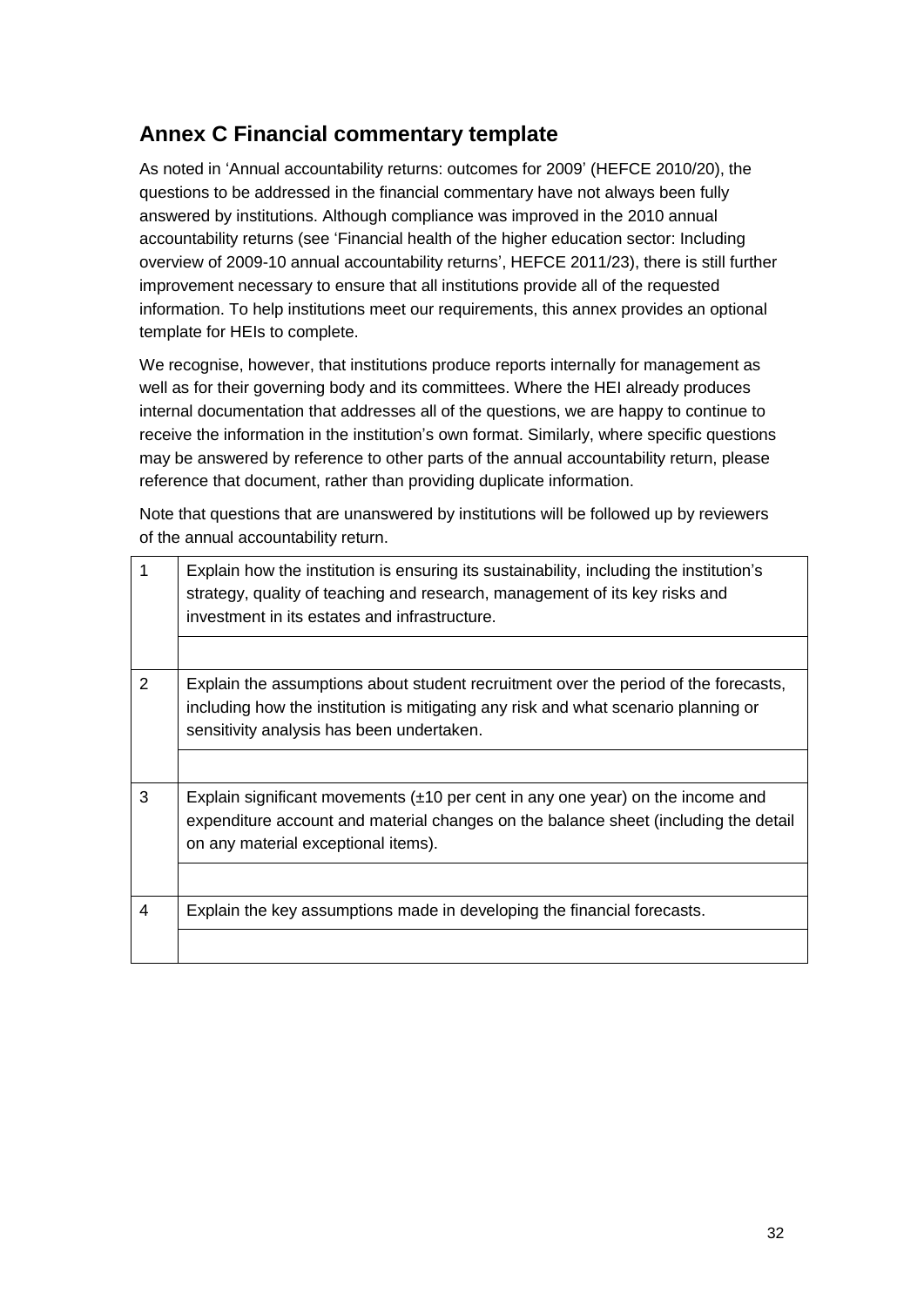## Annex C Financial commentary template

As noted in 'Annual accountability returns: outcomes for 2009' (HEFCE 2010/20), the questions to be addressed in the financial commentary have not always been fully answered by institutions. Although compliance was improved in the 2010 annual accountability returns (see 'Financial health of the higher education sector: Including overview of 2009-10 annual accountability returns', HEFCE 2011/23), there is still further improvement necessary to ensure that all institutions provide all of the requested information. To help institutions meet our requirements, this annex provides an optional template for HEIs to complete.

We recognise, however, that institutions produce reports internally for management as well as for their governing body and its committees. Where the HEI already produces internal documentation that addresses all of the questions, we are happy to continue to receive the information in the institution's own format. Similarly, where specific questions may be answered by reference to other parts of the annual accountability return, please reference that document, rather than providing duplicate information.

Note that questions that are unanswered by institutions will be followed up by reviewers of the annual accountability return.

| | |
|---|---|
| 1 | Explain how the institution is ensuring its sustainability, including the institution's strategy, quality of teaching and research, management of its key risks and investment in its estates and infrastructure. |
| | |
| 2 | Explain the assumptions about student recruitment over the period of the forecasts, including how the institution is mitigating any risk and what scenario planning or sensitivity analysis has been undertaken. |
| | |
| 3 | Explain significant movements (±10 per cent in any one year) on the income and expenditure account and material changes on the balance sheet (including the detail on any material exceptional items). |
| | |
| 4 | Explain the key assumptions made in developing the financial forecasts. |
| | |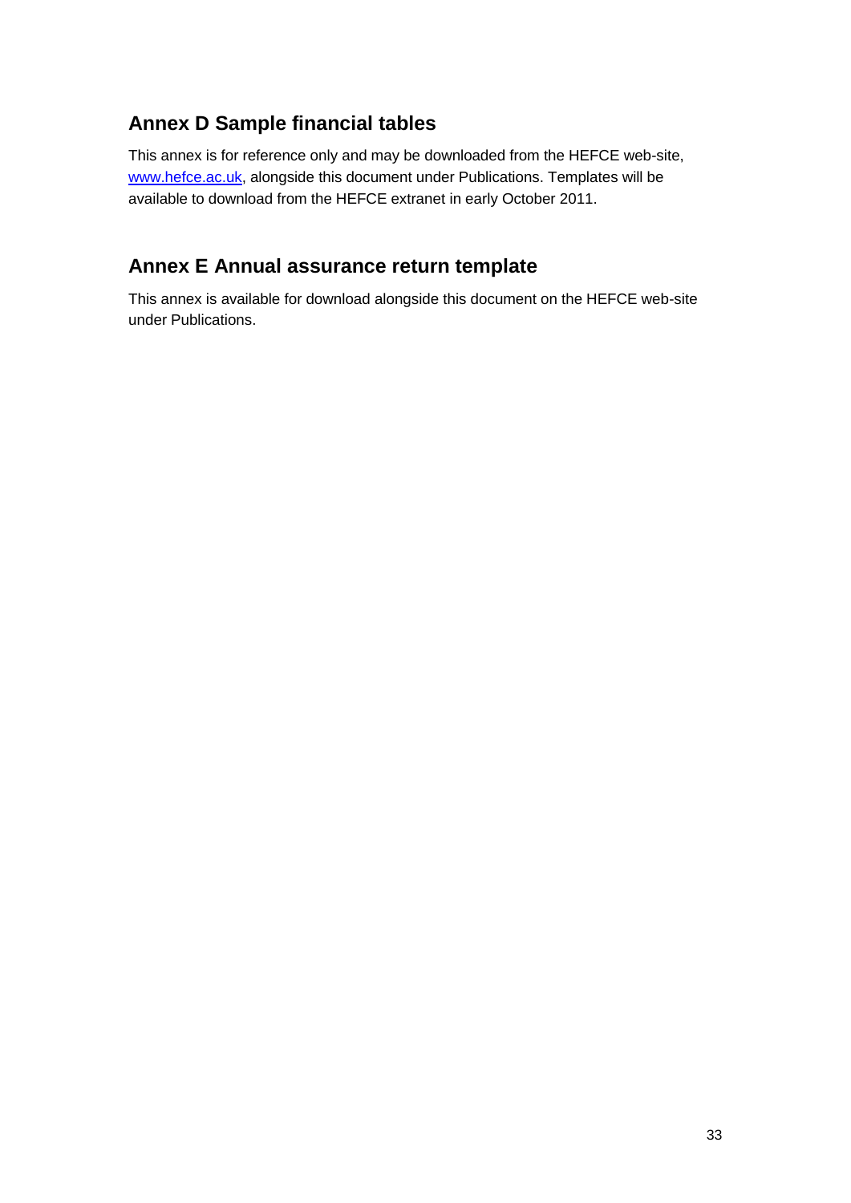## Annex D Sample financial tables

This annex is for reference only and may be downloaded from the HEFCE web-site, [www.hefce.ac.uk](http://www.hefce.ac.uk), alongside this document under Publications. Templates will be available to download from the HEFCE extranet in early October 2011.

## Annex E Annual assurance return template

This annex is available for download alongside this document on the HEFCE web-site under Publications.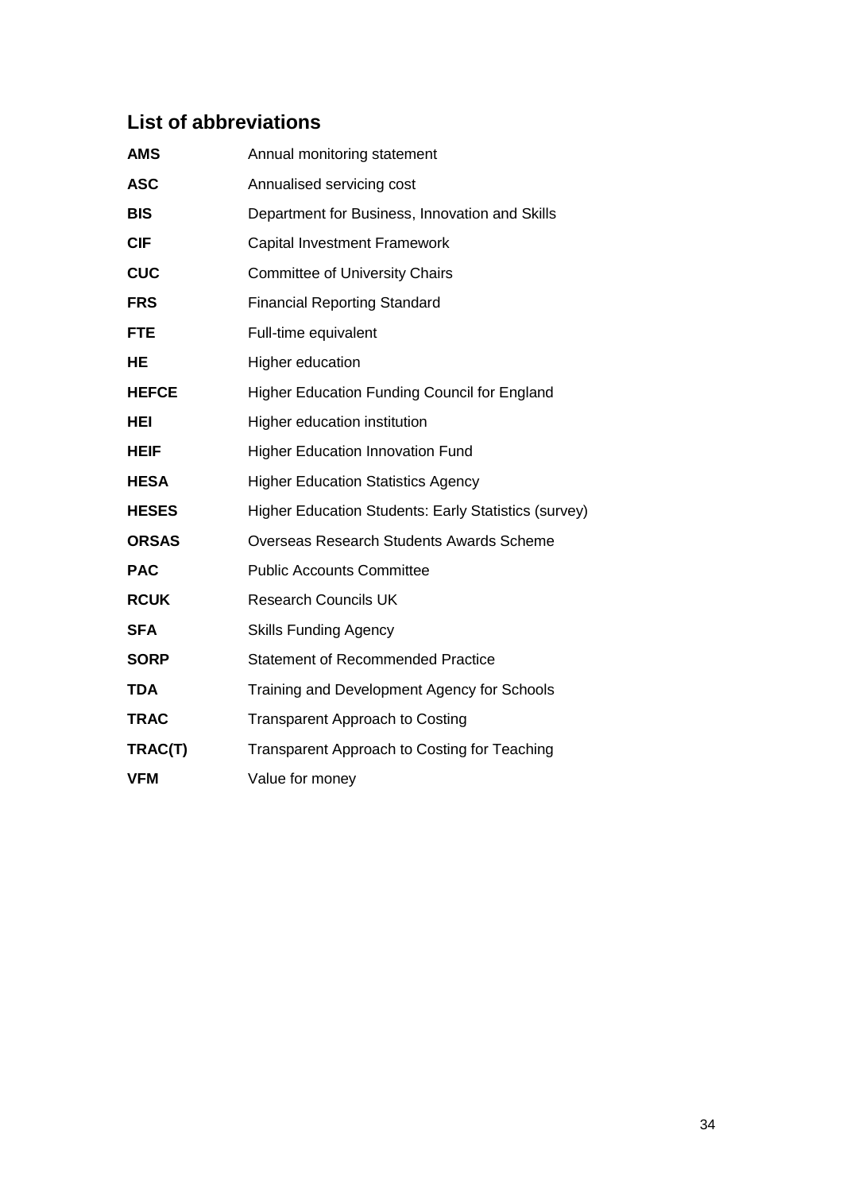## List of abbreviations

| | |
|---|---|
| **AMS** | Annual monitoring statement |
| **ASC** | Annualised servicing cost |
| **BIS** | Department for Business, Innovation and Skills |
| **CIF** | Capital Investment Framework |
| **CUC** | Committee of University Chairs |
| **FRS** | Financial Reporting Standard |
| **FTE** | Full-time equivalent |
| **HE** | Higher education |
| **HEFCE** | Higher Education Funding Council for England |
| **HEI** | Higher education institution |
| **HEIF** | Higher Education Innovation Fund |
| **HESA** | Higher Education Statistics Agency |
| **HESES** | Higher Education Students: Early Statistics (survey) |
| **ORSAS** | Overseas Research Students Awards Scheme |
| **PAC** | Public Accounts Committee |
| **RCUK** | Research Councils UK |
| **SFA** | Skills Funding Agency |
| **SORP** | Statement of Recommended Practice |
| **TDA** | Training and Development Agency for Schools |
| **TRAC** | Transparent Approach to Costing |
| **TRAC(T)** | Transparent Approach to Costing for Teaching |
| **VFM** | Value for money |